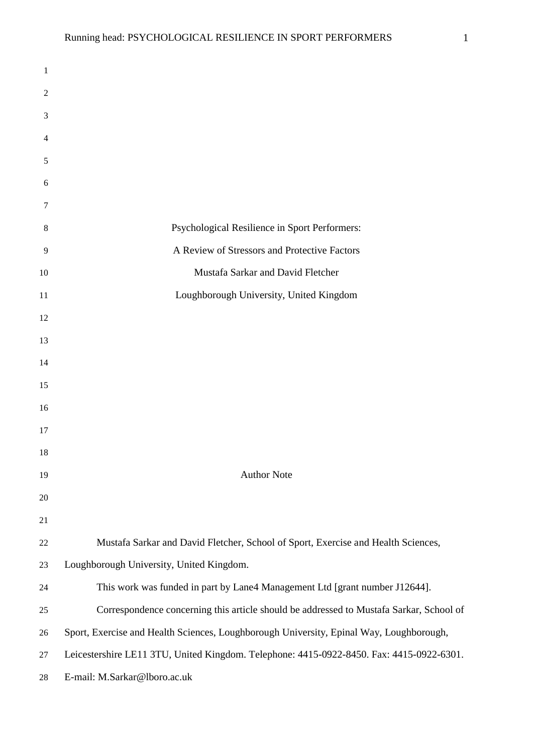# Psychological Resilience in Sport Performers:

## A Review of Stressors and Protective Factors

Mustafa Sarkar and David Fletcher

Loughborough University, United Kingdom

Author Note

Mustafa Sarkar and David Fletcher, School of Sport, Exercise and Health Sciences, Loughborough University, United Kingdom.

This work was funded in part by Lane4 Management Ltd [grant number J12644].

Correspondence concerning this article should be addressed to Mustafa Sarkar, School of Sport, Exercise and Health Sciences, Loughborough University, Epinal Way, Loughborough, Leicestershire LE11 3TU, United Kingdom. Telephone: 4415-0922-8450. Fax: 4415-0922-6301. E-mail: M.Sarkar@lboro.ac.uk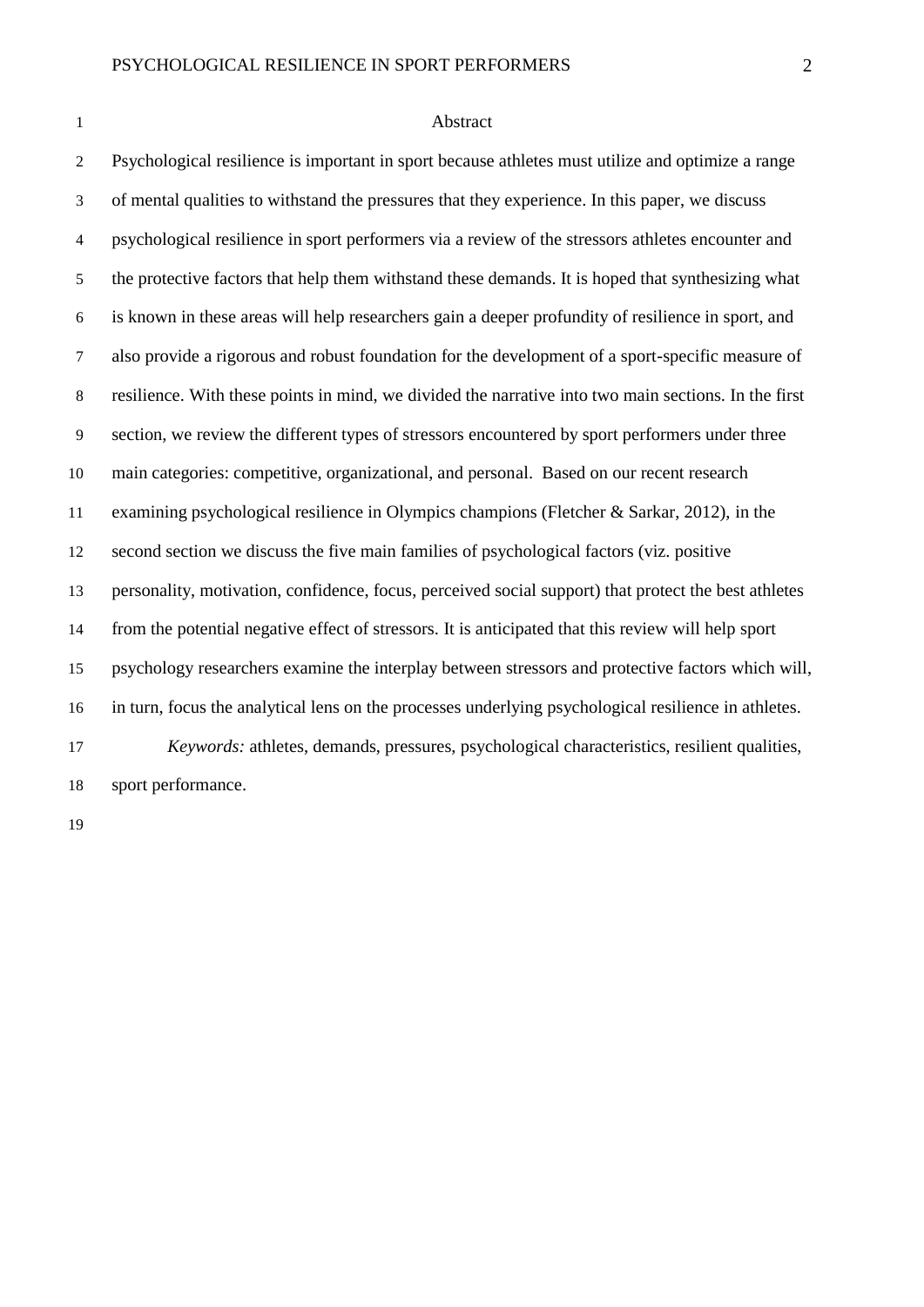# Abstract

Psychological resilience is important in sport because athletes must utilize and optimize a range of mental qualities to withstand the pressures that they experience. In this paper, we discuss psychological resilience in sport performers via a review of the stressors athletes encounter and the protective factors that help them withstand these demands. It is hoped that synthesizing what is known in these areas will help researchers gain a deeper profundity of resilience in sport, and also provide a rigorous and robust foundation for the development of a sport-specific measure of resilience. With these points in mind, we divided the narrative into two main sections. In the first section, we review the different types of stressors encountered by sport performers under three main categories: competitive, organizational, and personal. Based on our recent research examining psychological resilience in Olympics champions (Fletcher & Sarkar, 2012), in the second section we discuss the five main families of psychological factors (viz. positive personality, motivation, confidence, focus, perceived social support) that protect the best athletes from the potential negative effect of stressors. It is anticipated that this review will help sport psychology researchers examine the interplay between stressors and protective factors which will, in turn, focus the analytical lens on the processes underlying psychological resilience in athletes.

*Keywords:* athletes, demands, pressures, psychological characteristics, resilient qualities, sport performance.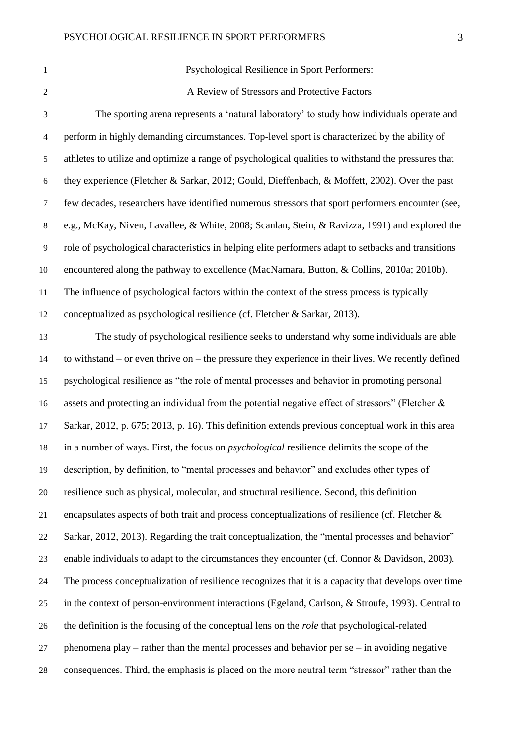# Psychological Resilience in Sport Performers:

# A Review of Stressors and Protective Factors

The sporting arena represents a 'natural laboratory' to study how individuals operate and perform in highly demanding circumstances. Top-level sport is characterized by the ability of athletes to utilize and optimize a range of psychological qualities to withstand the pressures that they experience (Fletcher & Sarkar, 2012; Gould, Dieffenbach, & Moffett, 2002). Over the past few decades, researchers have identified numerous stressors that sport performers encounter (see, e.g., McKay, Niven, Lavallee, & White, 2008; Scanlan, Stein, & Ravizza, 1991) and explored the role of psychological characteristics in helping elite performers adapt to setbacks and transitions encountered along the pathway to excellence (MacNamara, Button, & Collins, 2010a; 2010b). The influence of psychological factors within the context of the stress process is typically conceptualized as psychological resilience (cf. Fletcher & Sarkar, 2013).

The study of psychological resilience seeks to understand why some individuals are able to withstand – or even thrive on – the pressure they experience in their lives. We recently defined psychological resilience as "the role of mental processes and behavior in promoting personal assets and protecting an individual from the potential negative effect of stressors" (Fletcher & Sarkar, 2012, p. 675; 2013, p. 16). This definition extends previous conceptual work in this area in a number of ways. First, the focus on *psychological* resilience delimits the scope of the description, by definition, to "mental processes and behavior" and excludes other types of resilience such as physical, molecular, and structural resilience. Second, this definition encapsulates aspects of both trait and process conceptualizations of resilience (cf. Fletcher & Sarkar, 2012, 2013). Regarding the trait conceptualization, the "mental processes and behavior" enable individuals to adapt to the circumstances they encounter (cf. Connor & Davidson, 2003). The process conceptualization of resilience recognizes that it is a capacity that develops over time in the context of person-environment interactions (Egeland, Carlson, & Stroufe, 1993). Central to the definition is the focusing of the conceptual lens on the *role* that psychological-related phenomena play – rather than the mental processes and behavior per se – in avoiding negative consequences. Third, the emphasis is placed on the more neutral term "stressor" rather than the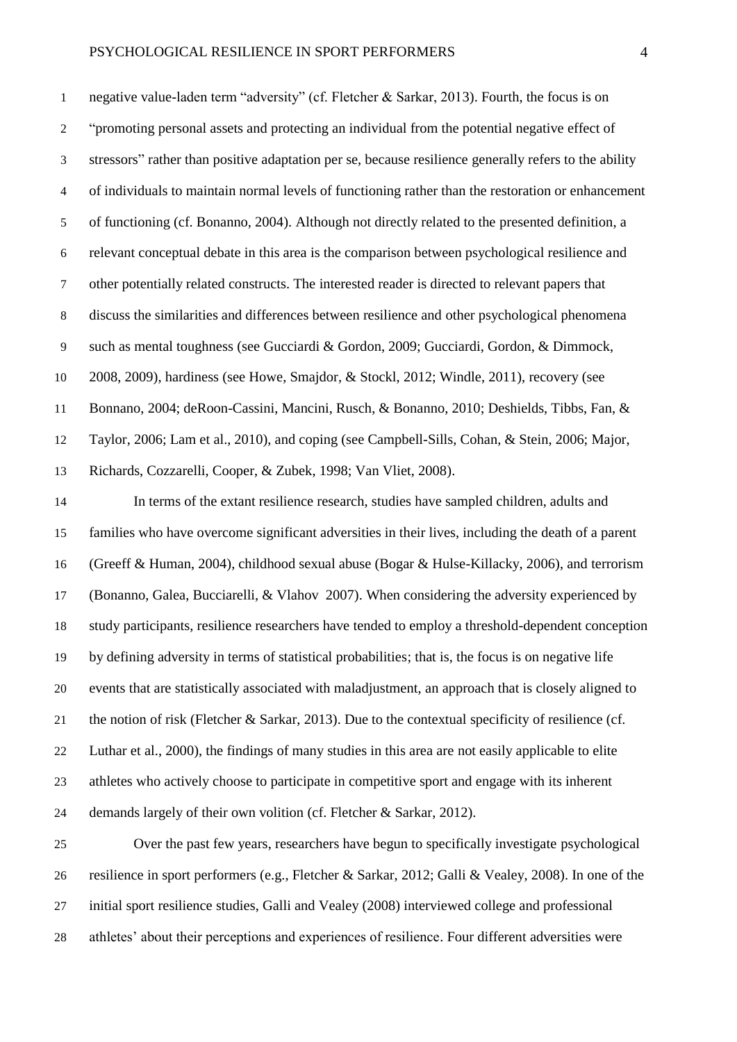negative value-laden term "adversity" (cf. Fletcher & Sarkar, 2013). Fourth, the focus is on "promoting personal assets and protecting an individual from the potential negative effect of stressors" rather than positive adaptation per se, because resilience generally refers to the ability of individuals to maintain normal levels of functioning rather than the restoration or enhancement of functioning (cf. Bonanno, 2004). Although not directly related to the presented definition, a relevant conceptual debate in this area is the comparison between psychological resilience and other potentially related constructs. The interested reader is directed to relevant papers that discuss the similarities and differences between resilience and other psychological phenomena such as mental toughness (see Gucciardi & Gordon, 2009; Gucciardi, Gordon, & Dimmock, 2008, 2009), hardiness (see Howe, Smajdor, & Stockl, 2012; Windle, 2011), recovery (see Bonnano, 2004; deRoon-Cassini, Mancini, Rusch, & Bonanno, 2010; Deshields, Tibbs, Fan, & Taylor, 2006; Lam et al., 2010), and coping (see Campbell-Sills, Cohan, & Stein, 2006; Major, Richards, Cozzarelli, Cooper, & Zubek, 1998; Van Vliet, 2008).

In terms of the extant resilience research, studies have sampled children, adults and families who have overcome significant adversities in their lives, including the death of a parent (Greeff & Human, 2004), childhood sexual abuse (Bogar & Hulse-Killacky, 2006), and terrorism (Bonanno, Galea, Bucciarelli, & Vlahov 2007). When considering the adversity experienced by study participants, resilience researchers have tended to employ a threshold-dependent conception by defining adversity in terms of statistical probabilities; that is, the focus is on negative life events that are statistically associated with maladjustment, an approach that is closely aligned to the notion of risk (Fletcher & Sarkar, 2013). Due to the contextual specificity of resilience (cf. Luthar et al., 2000), the findings of many studies in this area are not easily applicable to elite athletes who actively choose to participate in competitive sport and engage with its inherent demands largely of their own volition (cf. Fletcher & Sarkar, 2012).

Over the past few years, researchers have begun to specifically investigate psychological resilience in sport performers (e.g., Fletcher & Sarkar, 2012; Galli & Vealey, 2008). In one of the initial sport resilience studies, Galli and Vealey (2008) interviewed college and professional athletes' about their perceptions and experiences of resilience. Four different adversities were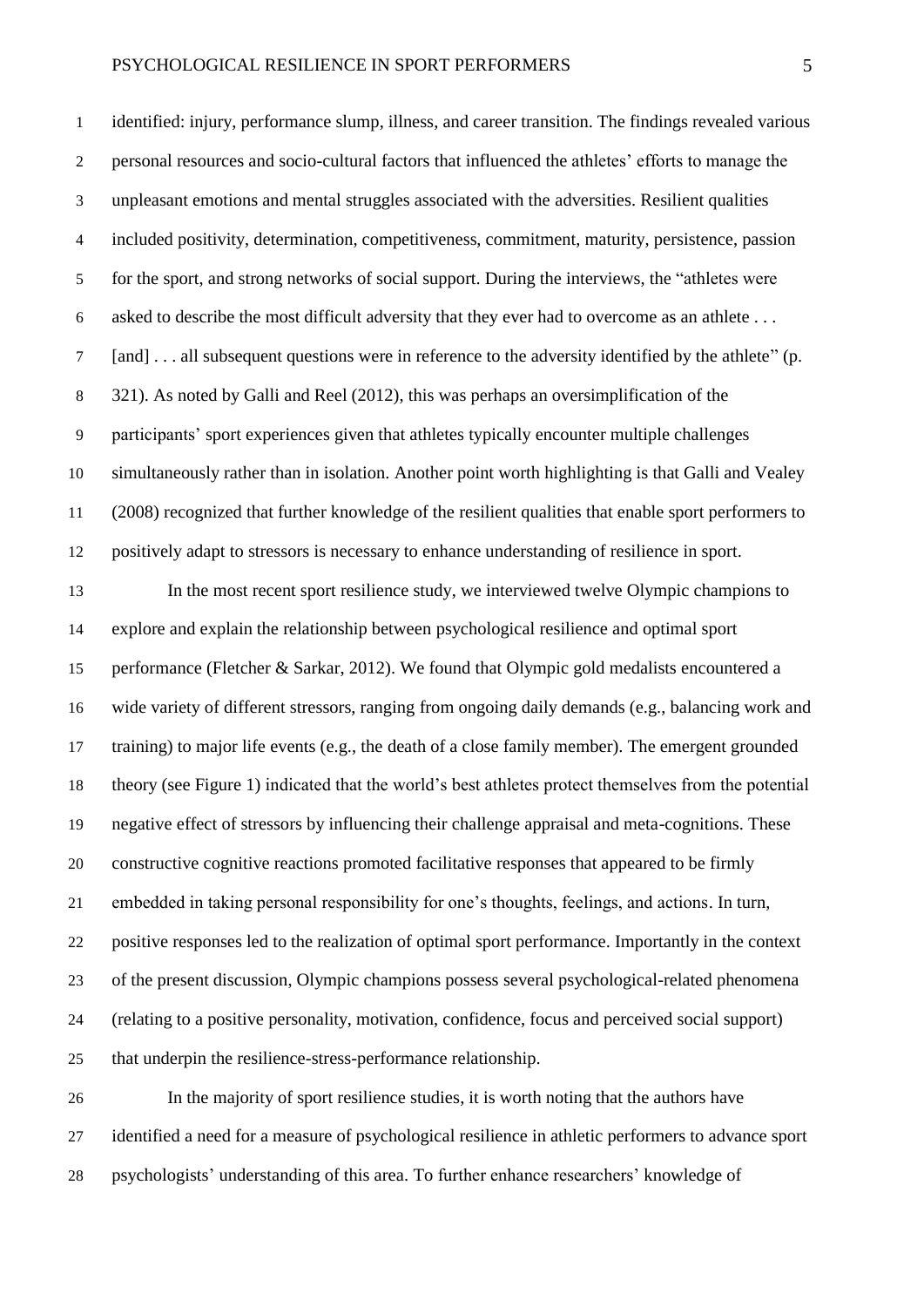identified: injury, performance slump, illness, and career transition. The findings revealed various personal resources and socio-cultural factors that influenced the athletes' efforts to manage the unpleasant emotions and mental struggles associated with the adversities. Resilient qualities included positivity, determination, competitiveness, commitment, maturity, persistence, passion for the sport, and strong networks of social support. During the interviews, the "athletes were asked to describe the most difficult adversity that they ever had to overcome as an athlete . . . [and] . . . all subsequent questions were in reference to the adversity identified by the athlete" (p. 321). As noted by Galli and Reel (2012), this was perhaps an oversimplification of the participants' sport experiences given that athletes typically encounter multiple challenges simultaneously rather than in isolation. Another point worth highlighting is that Galli and Vealey (2008) recognized that further knowledge of the resilient qualities that enable sport performers to positively adapt to stressors is necessary to enhance understanding of resilience in sport.

In the most recent sport resilience study, we interviewed twelve Olympic champions to explore and explain the relationship between psychological resilience and optimal sport performance (Fletcher & Sarkar, 2012). We found that Olympic gold medalists encountered a wide variety of different stressors, ranging from ongoing daily demands (e.g., balancing work and training) to major life events (e.g., the death of a close family member). The emergent grounded theory (see Figure 1) indicated that the world's best athletes protect themselves from the potential negative effect of stressors by influencing their challenge appraisal and meta-cognitions. These constructive cognitive reactions promoted facilitative responses that appeared to be firmly embedded in taking personal responsibility for one's thoughts, feelings, and actions. In turn, positive responses led to the realization of optimal sport performance. Importantly in the context of the present discussion, Olympic champions possess several psychological-related phenomena (relating to a positive personality, motivation, confidence, focus and perceived social support) that underpin the resilience-stress-performance relationship.

In the majority of sport resilience studies, it is worth noting that the authors have identified a need for a measure of psychological resilience in athletic performers to advance sport psychologists' understanding of this area. To further enhance researchers' knowledge of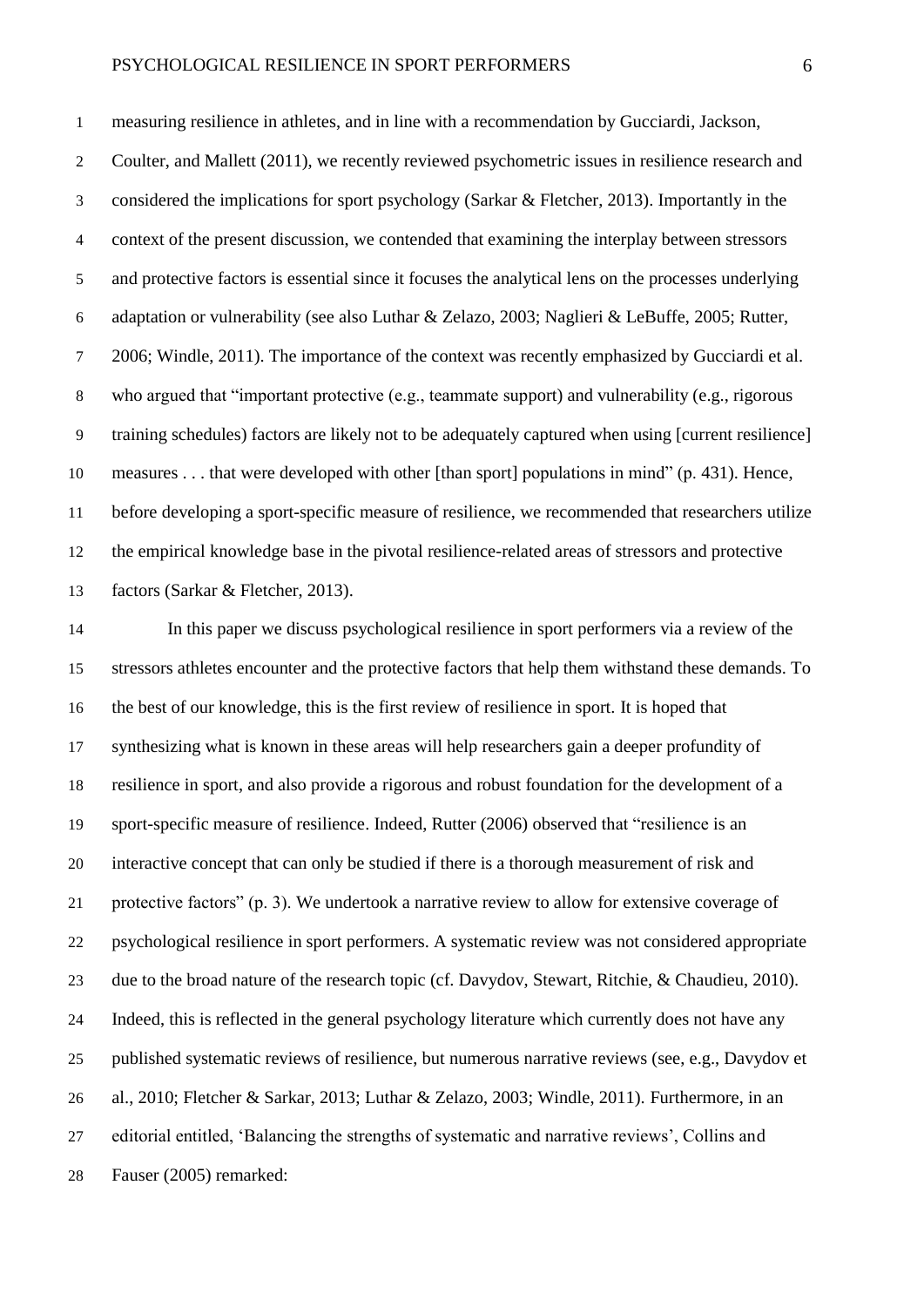measuring resilience in athletes, and in line with a recommendation by Gucciardi, Jackson, Coulter, and Mallett (2011), we recently reviewed psychometric issues in resilience research and considered the implications for sport psychology (Sarkar & Fletcher, 2013). Importantly in the context of the present discussion, we contended that examining the interplay between stressors and protective factors is essential since it focuses the analytical lens on the processes underlying adaptation or vulnerability (see also Luthar & Zelazo, 2003; Naglieri & LeBuffe, 2005; Rutter, 2006; Windle, 2011). The importance of the context was recently emphasized by Gucciardi et al. who argued that "important protective (e.g., teammate support) and vulnerability (e.g., rigorous training schedules) factors are likely not to be adequately captured when using [current resilience] measures . . . that were developed with other [than sport] populations in mind" (p. 431). Hence, before developing a sport-specific measure of resilience, we recommended that researchers utilize the empirical knowledge base in the pivotal resilience-related areas of stressors and protective factors (Sarkar & Fletcher, 2013).

In this paper we discuss psychological resilience in sport performers via a review of the stressors athletes encounter and the protective factors that help them withstand these demands. To the best of our knowledge, this is the first review of resilience in sport. It is hoped that synthesizing what is known in these areas will help researchers gain a deeper profundity of resilience in sport, and also provide a rigorous and robust foundation for the development of a sport-specific measure of resilience. Indeed, Rutter (2006) observed that "resilience is an interactive concept that can only be studied if there is a thorough measurement of risk and protective factors" (p. 3). We undertook a narrative review to allow for extensive coverage of psychological resilience in sport performers. A systematic review was not considered appropriate due to the broad nature of the research topic (cf. Davydov, Stewart, Ritchie, & Chaudieu, 2010). Indeed, this is reflected in the general psychology literature which currently does not have any published systematic reviews of resilience, but numerous narrative reviews (see, e.g., Davydov et al., 2010; Fletcher & Sarkar, 2013; Luthar & Zelazo, 2003; Windle, 2011). Furthermore, in an editorial entitled, 'Balancing the strengths of systematic and narrative reviews', Collins and Fauser (2005) remarked: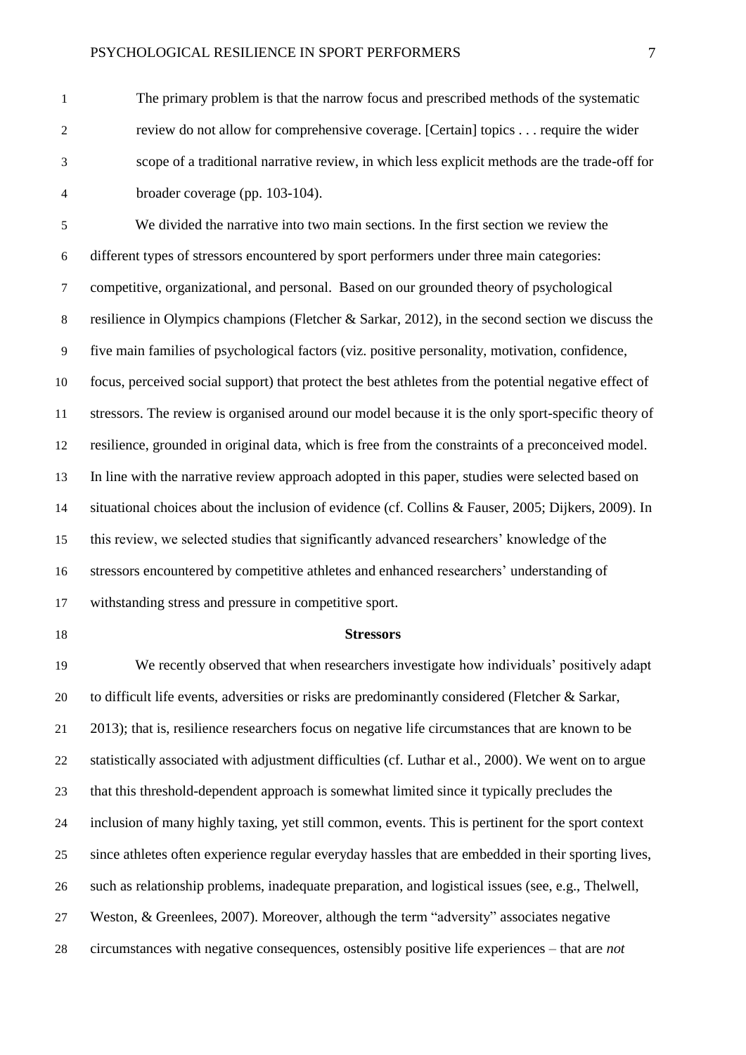> The primary problem is that the narrow focus and prescribed methods of the systematic review do not allow for comprehensive coverage. [Certain] topics . . . require the wider scope of a traditional narrative review, in which less explicit methods are the trade-off for broader coverage (pp. 103-104).

We divided the narrative into two main sections. In the first section we review the different types of stressors encountered by sport performers under three main categories: competitive, organizational, and personal. Based on our grounded theory of psychological resilience in Olympics champions (Fletcher & Sarkar, 2012), in the second section we discuss the five main families of psychological factors (viz. positive personality, motivation, confidence, focus, perceived social support) that protect the best athletes from the potential negative effect of stressors. The review is organised around our model because it is the only sport-specific theory of resilience, grounded in original data, which is free from the constraints of a preconceived model. In line with the narrative review approach adopted in this paper, studies were selected based on situational choices about the inclusion of evidence (cf. Collins & Fauser, 2005; Dijkers, 2009). In this review, we selected studies that significantly advanced researchers' knowledge of the stressors encountered by competitive athletes and enhanced researchers' understanding of withstanding stress and pressure in competitive sport.

## Stressors

We recently observed that when researchers investigate how individuals' positively adapt to difficult life events, adversities or risks are predominantly considered (Fletcher & Sarkar, 2013); that is, resilience researchers focus on negative life circumstances that are known to be statistically associated with adjustment difficulties (cf. Luthar et al., 2000). We went on to argue that this threshold-dependent approach is somewhat limited since it typically precludes the inclusion of many highly taxing, yet still common, events. This is pertinent for the sport context since athletes often experience regular everyday hassles that are embedded in their sporting lives, such as relationship problems, inadequate preparation, and logistical issues (see, e.g., Thelwell, Weston, & Greenlees, 2007). Moreover, although the term "adversity" associates negative circumstances with negative consequences, ostensibly positive life experiences – that are *not*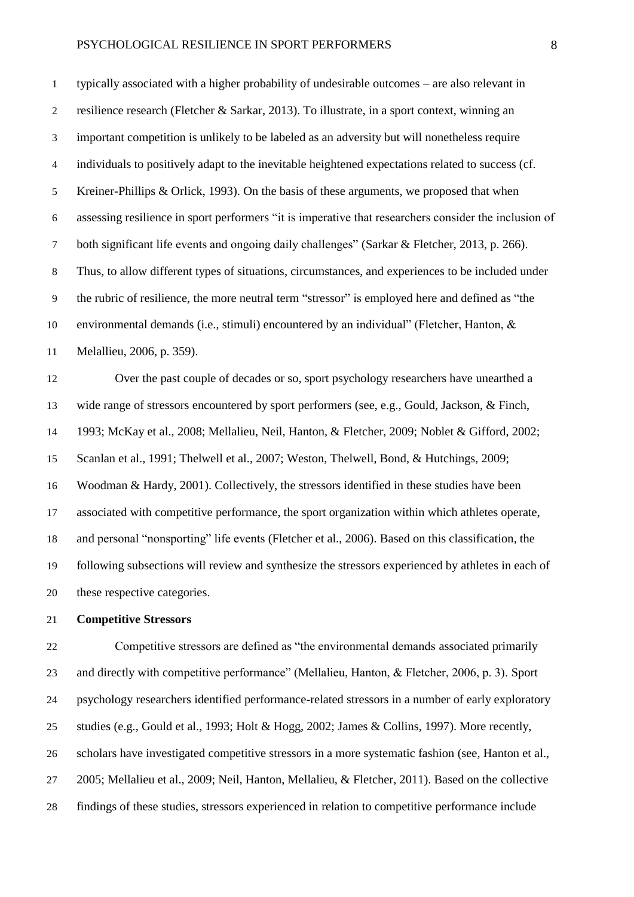typically associated with a higher probability of undesirable outcomes – are also relevant in resilience research (Fletcher & Sarkar, 2013). To illustrate, in a sport context, winning an important competition is unlikely to be labeled as an adversity but will nonetheless require individuals to positively adapt to the inevitable heightened expectations related to success (cf. Kreiner-Phillips & Orlick, 1993). On the basis of these arguments, we proposed that when assessing resilience in sport performers "it is imperative that researchers consider the inclusion of both significant life events and ongoing daily challenges" (Sarkar & Fletcher, 2013, p. 266). Thus, to allow different types of situations, circumstances, and experiences to be included under the rubric of resilience, the more neutral term "stressor" is employed here and defined as "the environmental demands (i.e., stimuli) encountered by an individual" (Fletcher, Hanton, & Melallieu, 2006, p. 359).

Over the past couple of decades or so, sport psychology researchers have unearthed a wide range of stressors encountered by sport performers (see, e.g., Gould, Jackson, & Finch, 1993; McKay et al., 2008; Mellalieu, Neil, Hanton, & Fletcher, 2009; Noblet & Gifford, 2002; Scanlan et al., 1991; Thelwell et al., 2007; Weston, Thelwell, Bond, & Hutchings, 2009; Woodman & Hardy, 2001). Collectively, the stressors identified in these studies have been associated with competitive performance, the sport organization within which athletes operate, and personal "nonsporting" life events (Fletcher et al., 2006). Based on this classification, the following subsections will review and synthesize the stressors experienced by athletes in each of these respective categories.

**Competitive Stressors**

Competitive stressors are defined as "the environmental demands associated primarily and directly with competitive performance" (Mellalieu, Hanton, & Fletcher, 2006, p. 3). Sport psychology researchers identified performance-related stressors in a number of early exploratory studies (e.g., Gould et al., 1993; Holt & Hogg, 2002; James & Collins, 1997). More recently, scholars have investigated competitive stressors in a more systematic fashion (see, Hanton et al., 2005; Mellalieu et al., 2009; Neil, Hanton, Mellalieu, & Fletcher, 2011). Based on the collective findings of these studies, stressors experienced in relation to competitive performance include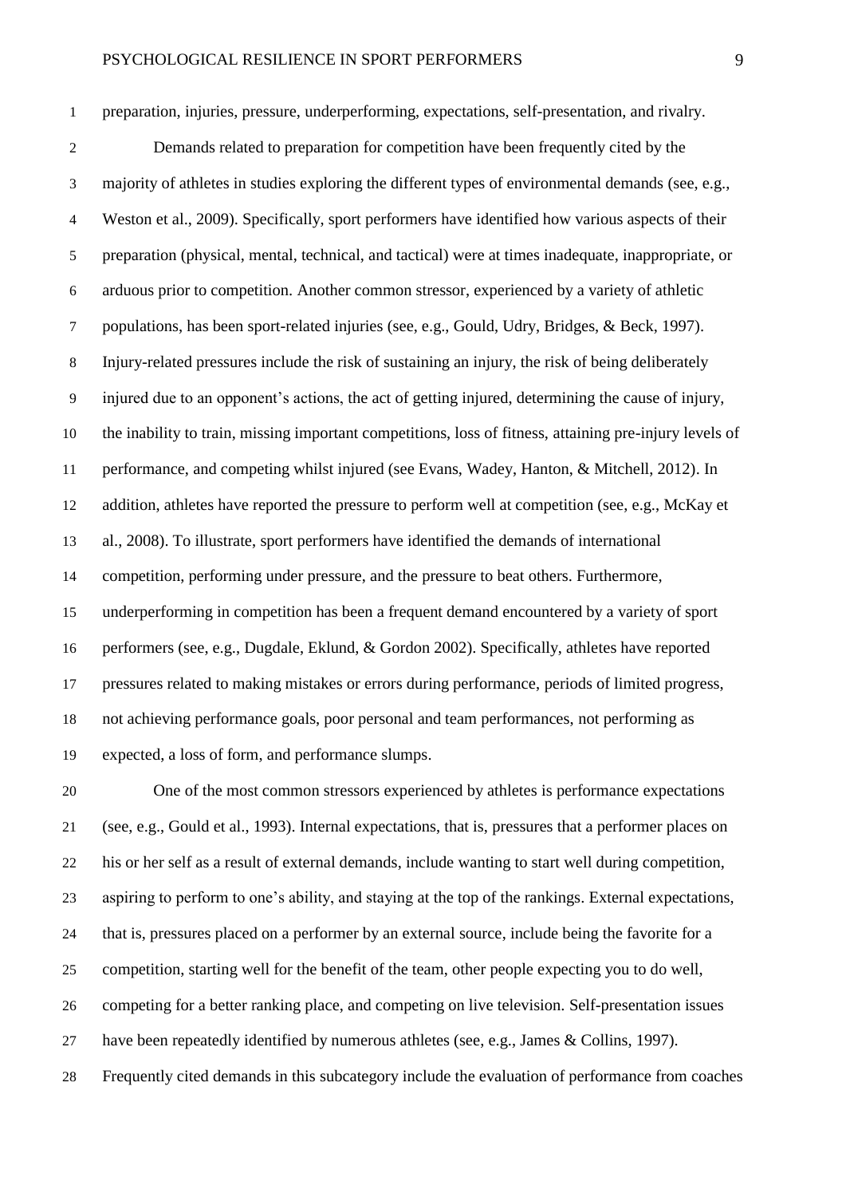preparation, injuries, pressure, underperforming, expectations, self-presentation, and rivalry.

Demands related to preparation for competition have been frequently cited by the majority of athletes in studies exploring the different types of environmental demands (see, e.g., Weston et al., 2009). Specifically, sport performers have identified how various aspects of their preparation (physical, mental, technical, and tactical) were at times inadequate, inappropriate, or arduous prior to competition. Another common stressor, experienced by a variety of athletic populations, has been sport-related injuries (see, e.g., Gould, Udry, Bridges, & Beck, 1997). Injury-related pressures include the risk of sustaining an injury, the risk of being deliberately injured due to an opponent's actions, the act of getting injured, determining the cause of injury, the inability to train, missing important competitions, loss of fitness, attaining pre-injury levels of performance, and competing whilst injured (see Evans, Wadey, Hanton, & Mitchell, 2012). In addition, athletes have reported the pressure to perform well at competition (see, e.g., McKay et al., 2008). To illustrate, sport performers have identified the demands of international competition, performing under pressure, and the pressure to beat others. Furthermore, underperforming in competition has been a frequent demand encountered by a variety of sport performers (see, e.g., Dugdale, Eklund, & Gordon 2002). Specifically, athletes have reported pressures related to making mistakes or errors during performance, periods of limited progress, not achieving performance goals, poor personal and team performances, not performing as expected, a loss of form, and performance slumps.

One of the most common stressors experienced by athletes is performance expectations (see, e.g., Gould et al., 1993). Internal expectations, that is, pressures that a performer places on his or her self as a result of external demands, include wanting to start well during competition, aspiring to perform to one's ability, and staying at the top of the rankings. External expectations, that is, pressures placed on a performer by an external source, include being the favorite for a competition, starting well for the benefit of the team, other people expecting you to do well, competing for a better ranking place, and competing on live television. Self-presentation issues have been repeatedly identified by numerous athletes (see, e.g., James & Collins, 1997). Frequently cited demands in this subcategory include the evaluation of performance from coaches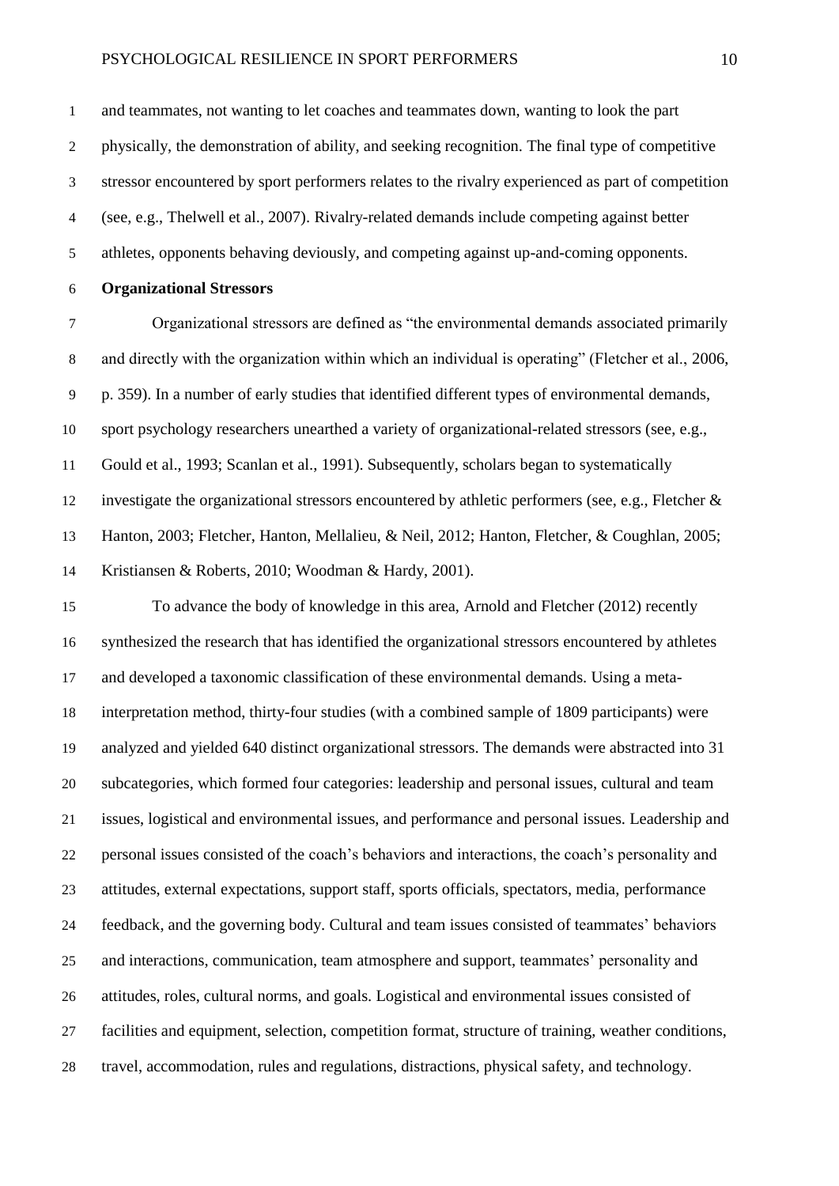and teammates, not wanting to let coaches and teammates down, wanting to look the part physically, the demonstration of ability, and seeking recognition. The final type of competitive stressor encountered by sport performers relates to the rivalry experienced as part of competition (see, e.g., Thelwell et al., 2007). Rivalry-related demands include competing against better athletes, opponents behaving deviously, and competing against up-and-coming opponents.

**Organizational Stressors**

Organizational stressors are defined as "the environmental demands associated primarily and directly with the organization within which an individual is operating" (Fletcher et al., 2006, p. 359). In a number of early studies that identified different types of environmental demands, sport psychology researchers unearthed a variety of organizational-related stressors (see, e.g., Gould et al., 1993; Scanlan et al., 1991). Subsequently, scholars began to systematically investigate the organizational stressors encountered by athletic performers (see, e.g., Fletcher & Hanton, 2003; Fletcher, Hanton, Mellalieu, & Neil, 2012; Hanton, Fletcher, & Coughlan, 2005; Kristiansen & Roberts, 2010; Woodman & Hardy, 2001).

To advance the body of knowledge in this area, Arnold and Fletcher (2012) recently synthesized the research that has identified the organizational stressors encountered by athletes and developed a taxonomic classification of these environmental demands. Using a meta-interpretation method, thirty-four studies (with a combined sample of 1809 participants) were analyzed and yielded 640 distinct organizational stressors. The demands were abstracted into 31 subcategories, which formed four categories: leadership and personal issues, cultural and team issues, logistical and environmental issues, and performance and personal issues. Leadership and personal issues consisted of the coach's behaviors and interactions, the coach's personality and attitudes, external expectations, support staff, sports officials, spectators, media, performance feedback, and the governing body. Cultural and team issues consisted of teammates' behaviors and interactions, communication, team atmosphere and support, teammates' personality and attitudes, roles, cultural norms, and goals. Logistical and environmental issues consisted of facilities and equipment, selection, competition format, structure of training, weather conditions, travel, accommodation, rules and regulations, distractions, physical safety, and technology.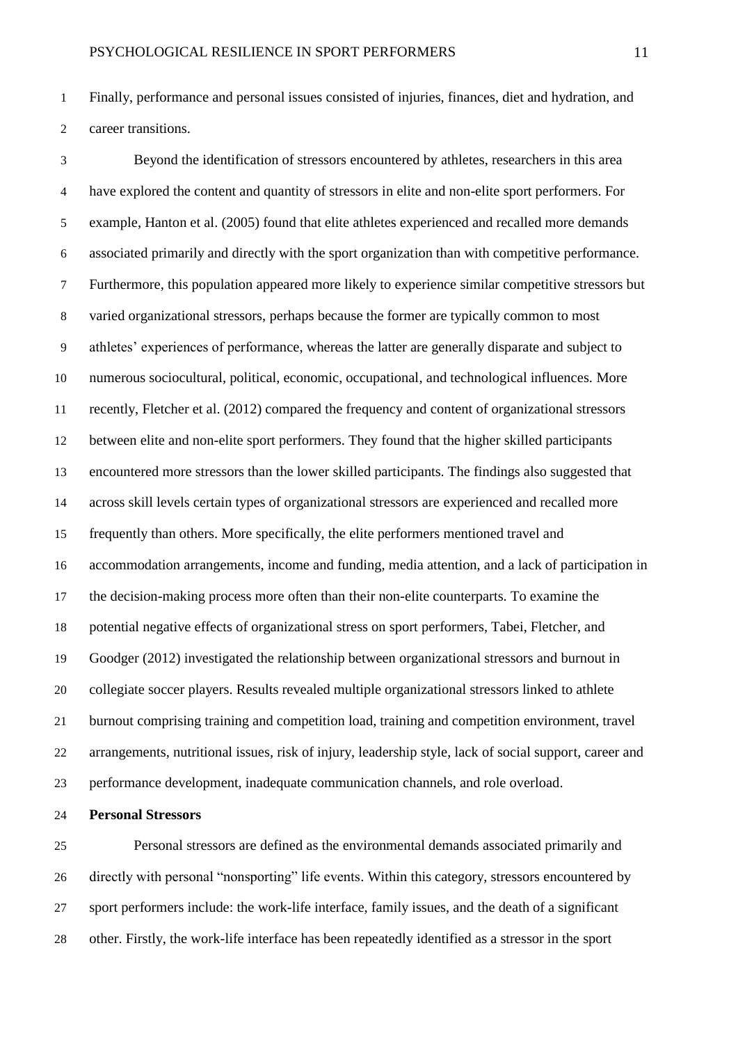Finally, performance and personal issues consisted of injuries, finances, diet and hydration, and career transitions.

Beyond the identification of stressors encountered by athletes, researchers in this area have explored the content and quantity of stressors in elite and non-elite sport performers. For example, Hanton et al. (2005) found that elite athletes experienced and recalled more demands associated primarily and directly with the sport organization than with competitive performance. Furthermore, this population appeared more likely to experience similar competitive stressors but varied organizational stressors, perhaps because the former are typically common to most athletes' experiences of performance, whereas the latter are generally disparate and subject to numerous sociocultural, political, economic, occupational, and technological influences. More recently, Fletcher et al. (2012) compared the frequency and content of organizational stressors between elite and non-elite sport performers. They found that the higher skilled participants encountered more stressors than the lower skilled participants. The findings also suggested that across skill levels certain types of organizational stressors are experienced and recalled more frequently than others. More specifically, the elite performers mentioned travel and accommodation arrangements, income and funding, media attention, and a lack of participation in the decision-making process more often than their non-elite counterparts. To examine the potential negative effects of organizational stress on sport performers, Tabei, Fletcher, and Goodger (2012) investigated the relationship between organizational stressors and burnout in collegiate soccer players. Results revealed multiple organizational stressors linked to athlete burnout comprising training and competition load, training and competition environment, travel arrangements, nutritional issues, risk of injury, leadership style, lack of social support, career and performance development, inadequate communication channels, and role overload.

**Personal Stressors**

Personal stressors are defined as the environmental demands associated primarily and directly with personal "nonsporting" life events. Within this category, stressors encountered by sport performers include: the work-life interface, family issues, and the death of a significant other. Firstly, the work-life interface has been repeatedly identified as a stressor in the sport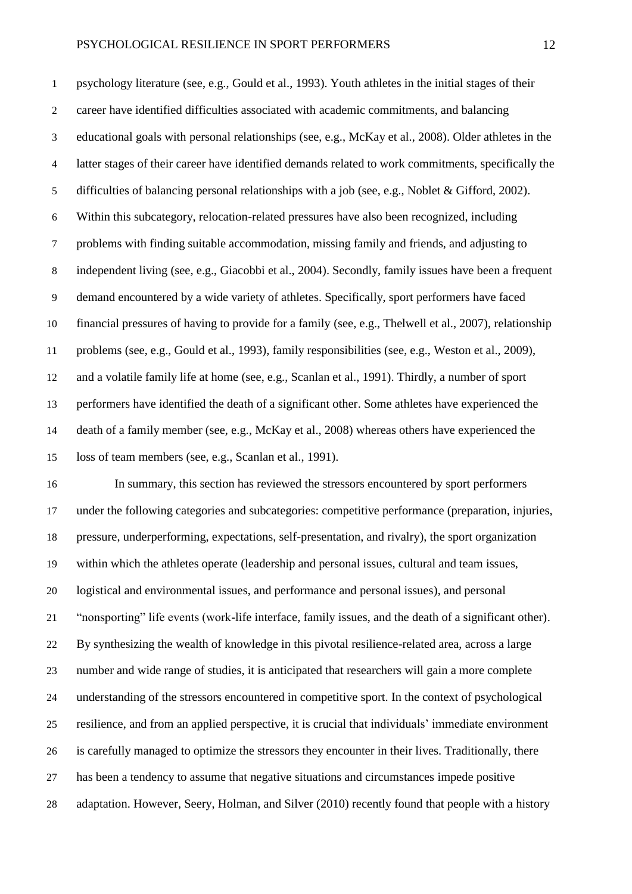psychology literature (see, e.g., Gould et al., 1993). Youth athletes in the initial stages of their career have identified difficulties associated with academic commitments, and balancing educational goals with personal relationships (see, e.g., McKay et al., 2008). Older athletes in the latter stages of their career have identified demands related to work commitments, specifically the difficulties of balancing personal relationships with a job (see, e.g., Noblet & Gifford, 2002). Within this subcategory, relocation-related pressures have also been recognized, including problems with finding suitable accommodation, missing family and friends, and adjusting to independent living (see, e.g., Giacobbi et al., 2004). Secondly, family issues have been a frequent demand encountered by a wide variety of athletes. Specifically, sport performers have faced financial pressures of having to provide for a family (see, e.g., Thelwell et al., 2007), relationship problems (see, e.g., Gould et al., 1993), family responsibilities (see, e.g., Weston et al., 2009), and a volatile family life at home (see, e.g., Scanlan et al., 1991). Thirdly, a number of sport performers have identified the death of a significant other. Some athletes have experienced the death of a family member (see, e.g., McKay et al., 2008) whereas others have experienced the loss of team members (see, e.g., Scanlan et al., 1991).

In summary, this section has reviewed the stressors encountered by sport performers under the following categories and subcategories: competitive performance (preparation, injuries, pressure, underperforming, expectations, self-presentation, and rivalry), the sport organization within which the athletes operate (leadership and personal issues, cultural and team issues, logistical and environmental issues, and performance and personal issues), and personal "nonsporting" life events (work-life interface, family issues, and the death of a significant other). By synthesizing the wealth of knowledge in this pivotal resilience-related area, across a large number and wide range of studies, it is anticipated that researchers will gain a more complete understanding of the stressors encountered in competitive sport. In the context of psychological resilience, and from an applied perspective, it is crucial that individuals' immediate environment is carefully managed to optimize the stressors they encounter in their lives. Traditionally, there has been a tendency to assume that negative situations and circumstances impede positive adaptation. However, Seery, Holman, and Silver (2010) recently found that people with a history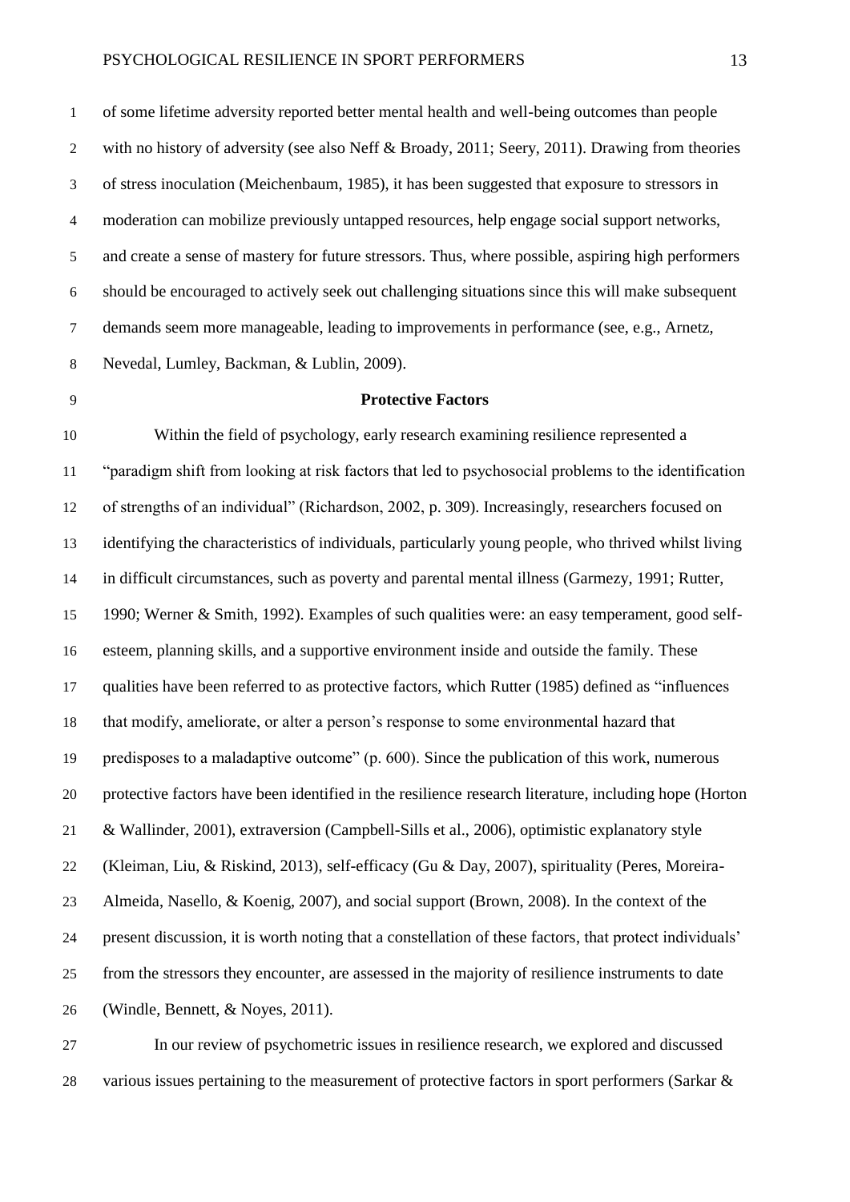of some lifetime adversity reported better mental health and well-being outcomes than people with no history of adversity (see also Neff & Broady, 2011; Seery, 2011). Drawing from theories of stress inoculation (Meichenbaum, 1985), it has been suggested that exposure to stressors in moderation can mobilize previously untapped resources, help engage social support networks, and create a sense of mastery for future stressors. Thus, where possible, aspiring high performers should be encouraged to actively seek out challenging situations since this will make subsequent demands seem more manageable, leading to improvements in performance (see, e.g., Arnetz, Nevedal, Lumley, Backman, & Lublin, 2009).

## Protective Factors

Within the field of psychology, early research examining resilience represented a "paradigm shift from looking at risk factors that led to psychosocial problems to the identification of strengths of an individual" (Richardson, 2002, p. 309). Increasingly, researchers focused on identifying the characteristics of individuals, particularly young people, who thrived whilst living in difficult circumstances, such as poverty and parental mental illness (Garmezy, 1991; Rutter, 1990; Werner & Smith, 1992). Examples of such qualities were: an easy temperament, good self-esteem, planning skills, and a supportive environment inside and outside the family. These qualities have been referred to as protective factors, which Rutter (1985) defined as "influences that modify, ameliorate, or alter a person's response to some environmental hazard that predisposes to a maladaptive outcome" (p. 600). Since the publication of this work, numerous protective factors have been identified in the resilience research literature, including hope (Horton & Wallinder, 2001), extraversion (Campbell-Sills et al., 2006), optimistic explanatory style (Kleiman, Liu, & Riskind, 2013), self-efficacy (Gu & Day, 2007), spirituality (Peres, Moreira-Almeida, Nasello, & Koenig, 2007), and social support (Brown, 2008). In the context of the present discussion, it is worth noting that a constellation of these factors, that protect individuals' from the stressors they encounter, are assessed in the majority of resilience instruments to date (Windle, Bennett, & Noyes, 2011).

In our review of psychometric issues in resilience research, we explored and discussed various issues pertaining to the measurement of protective factors in sport performers (Sarkar &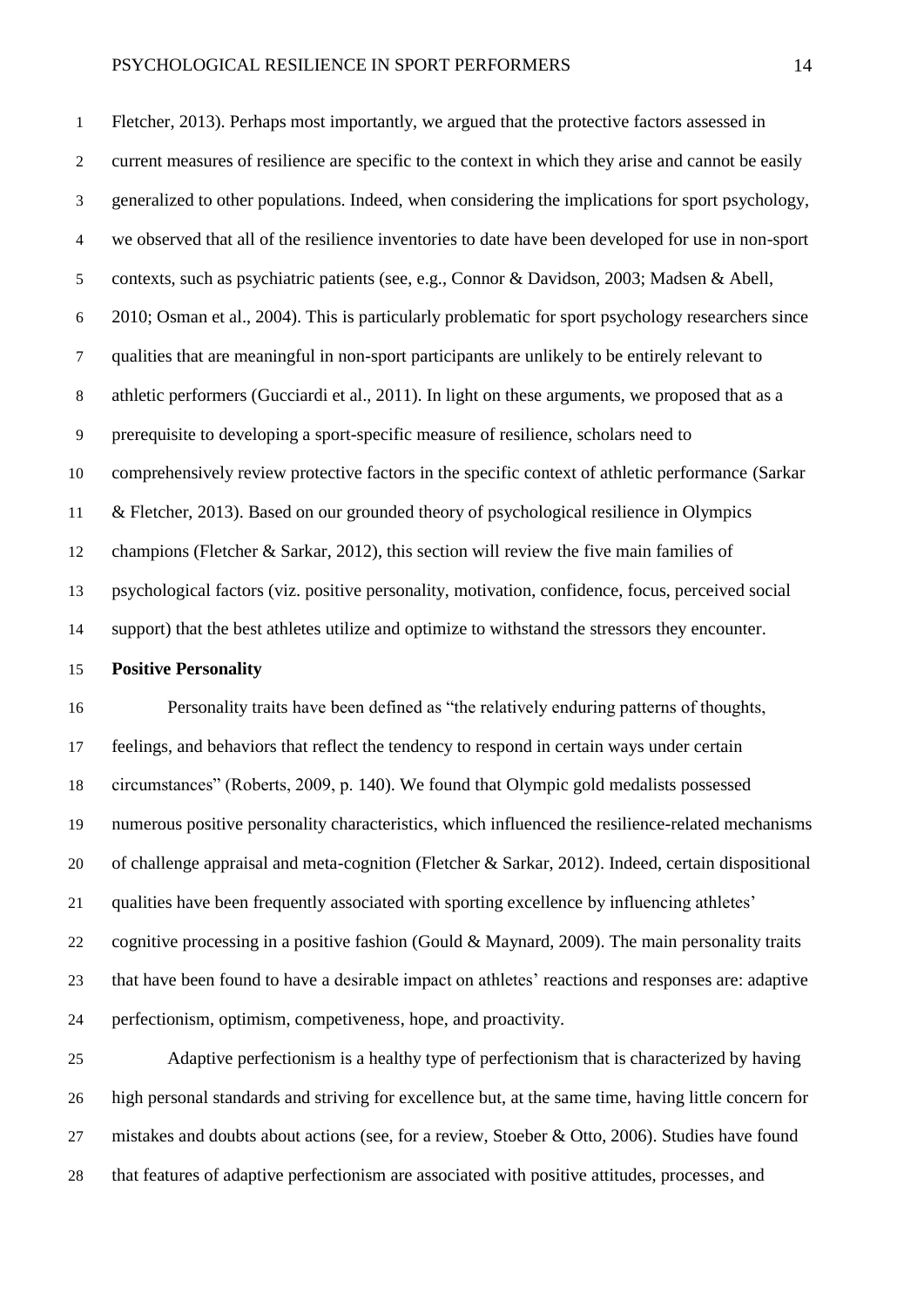Fletcher, 2013). Perhaps most importantly, we argued that the protective factors assessed in current measures of resilience are specific to the context in which they arise and cannot be easily generalized to other populations. Indeed, when considering the implications for sport psychology, we observed that all of the resilience inventories to date have been developed for use in non-sport contexts, such as psychiatric patients (see, e.g., Connor & Davidson, 2003; Madsen & Abell, 2010; Osman et al., 2004). This is particularly problematic for sport psychology researchers since qualities that are meaningful in non-sport participants are unlikely to be entirely relevant to athletic performers (Gucciardi et al., 2011). In light on these arguments, we proposed that as a prerequisite to developing a sport-specific measure of resilience, scholars need to comprehensively review protective factors in the specific context of athletic performance (Sarkar & Fletcher, 2013). Based on our grounded theory of psychological resilience in Olympics champions (Fletcher & Sarkar, 2012), this section will review the five main families of psychological factors (viz. positive personality, motivation, confidence, focus, perceived social support) that the best athletes utilize and optimize to withstand the stressors they encounter.

**Positive Personality**

Personality traits have been defined as "the relatively enduring patterns of thoughts, feelings, and behaviors that reflect the tendency to respond in certain ways under certain circumstances" (Roberts, 2009, p. 140). We found that Olympic gold medalists possessed numerous positive personality characteristics, which influenced the resilience-related mechanisms of challenge appraisal and meta-cognition (Fletcher & Sarkar, 2012). Indeed, certain dispositional qualities have been frequently associated with sporting excellence by influencing athletes' cognitive processing in a positive fashion (Gould & Maynard, 2009). The main personality traits that have been found to have a desirable impact on athletes' reactions and responses are: adaptive perfectionism, optimism, competiveness, hope, and proactivity.

Adaptive perfectionism is a healthy type of perfectionism that is characterized by having high personal standards and striving for excellence but, at the same time, having little concern for mistakes and doubts about actions (see, for a review, Stoeber & Otto, 2006). Studies have found that features of adaptive perfectionism are associated with positive attitudes, processes, and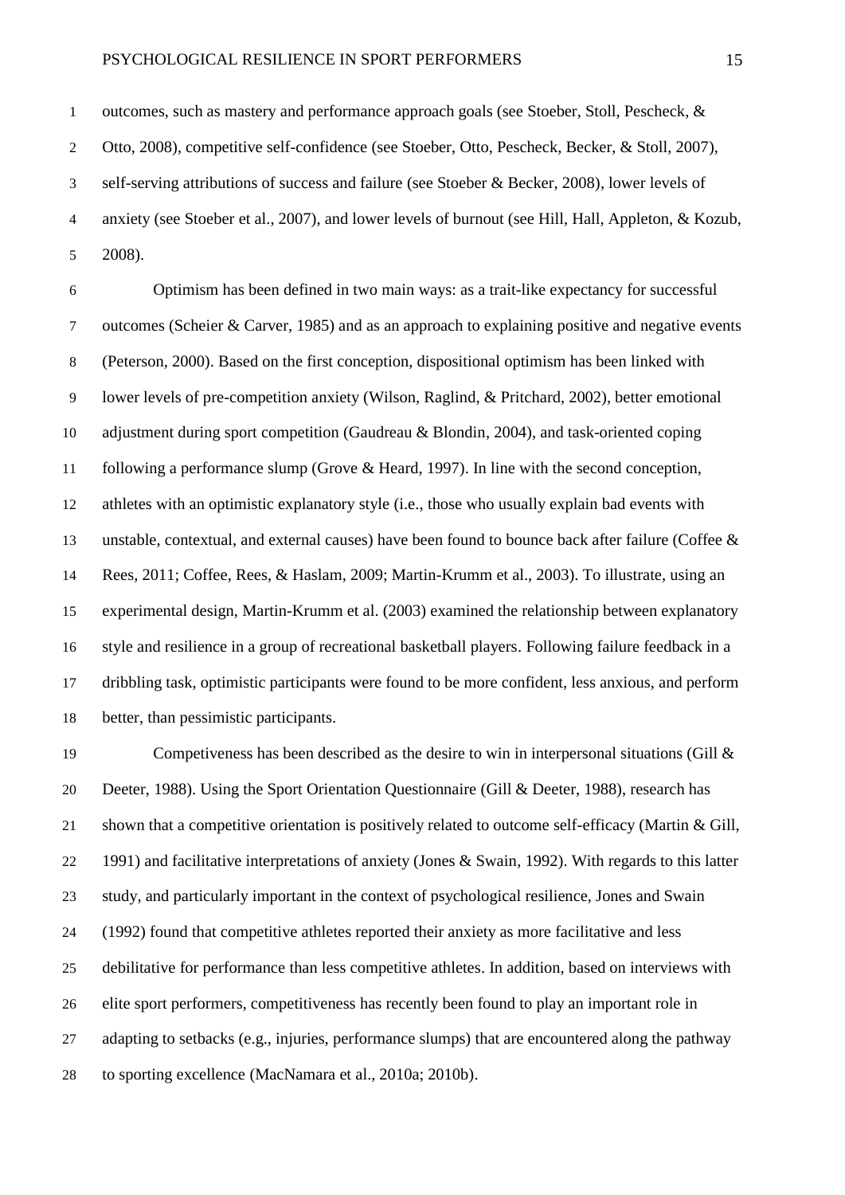outcomes, such as mastery and performance approach goals (see Stoeber, Stoll, Pescheck, & Otto, 2008), competitive self-confidence (see Stoeber, Otto, Pescheck, Becker, & Stoll, 2007), self-serving attributions of success and failure (see Stoeber & Becker, 2008), lower levels of anxiety (see Stoeber et al., 2007), and lower levels of burnout (see Hill, Hall, Appleton, & Kozub, 2008).

Optimism has been defined in two main ways: as a trait-like expectancy for successful outcomes (Scheier & Carver, 1985) and as an approach to explaining positive and negative events (Peterson, 2000). Based on the first conception, dispositional optimism has been linked with lower levels of pre-competition anxiety (Wilson, Raglind, & Pritchard, 2002), better emotional adjustment during sport competition (Gaudreau & Blondin, 2004), and task-oriented coping following a performance slump (Grove & Heard, 1997). In line with the second conception, athletes with an optimistic explanatory style (i.e., those who usually explain bad events with unstable, contextual, and external causes) have been found to bounce back after failure (Coffee & Rees, 2011; Coffee, Rees, & Haslam, 2009; Martin-Krumm et al., 2003). To illustrate, using an experimental design, Martin-Krumm et al. (2003) examined the relationship between explanatory style and resilience in a group of recreational basketball players. Following failure feedback in a dribbling task, optimistic participants were found to be more confident, less anxious, and perform better, than pessimistic participants.

Competiveness has been described as the desire to win in interpersonal situations (Gill & Deeter, 1988). Using the Sport Orientation Questionnaire (Gill & Deeter, 1988), research has shown that a competitive orientation is positively related to outcome self-efficacy (Martin & Gill, 1991) and facilitative interpretations of anxiety (Jones & Swain, 1992). With regards to this latter study, and particularly important in the context of psychological resilience, Jones and Swain (1992) found that competitive athletes reported their anxiety as more facilitative and less debilitative for performance than less competitive athletes. In addition, based on interviews with elite sport performers, competitiveness has recently been found to play an important role in adapting to setbacks (e.g., injuries, performance slumps) that are encountered along the pathway to sporting excellence (MacNamara et al., 2010a; 2010b).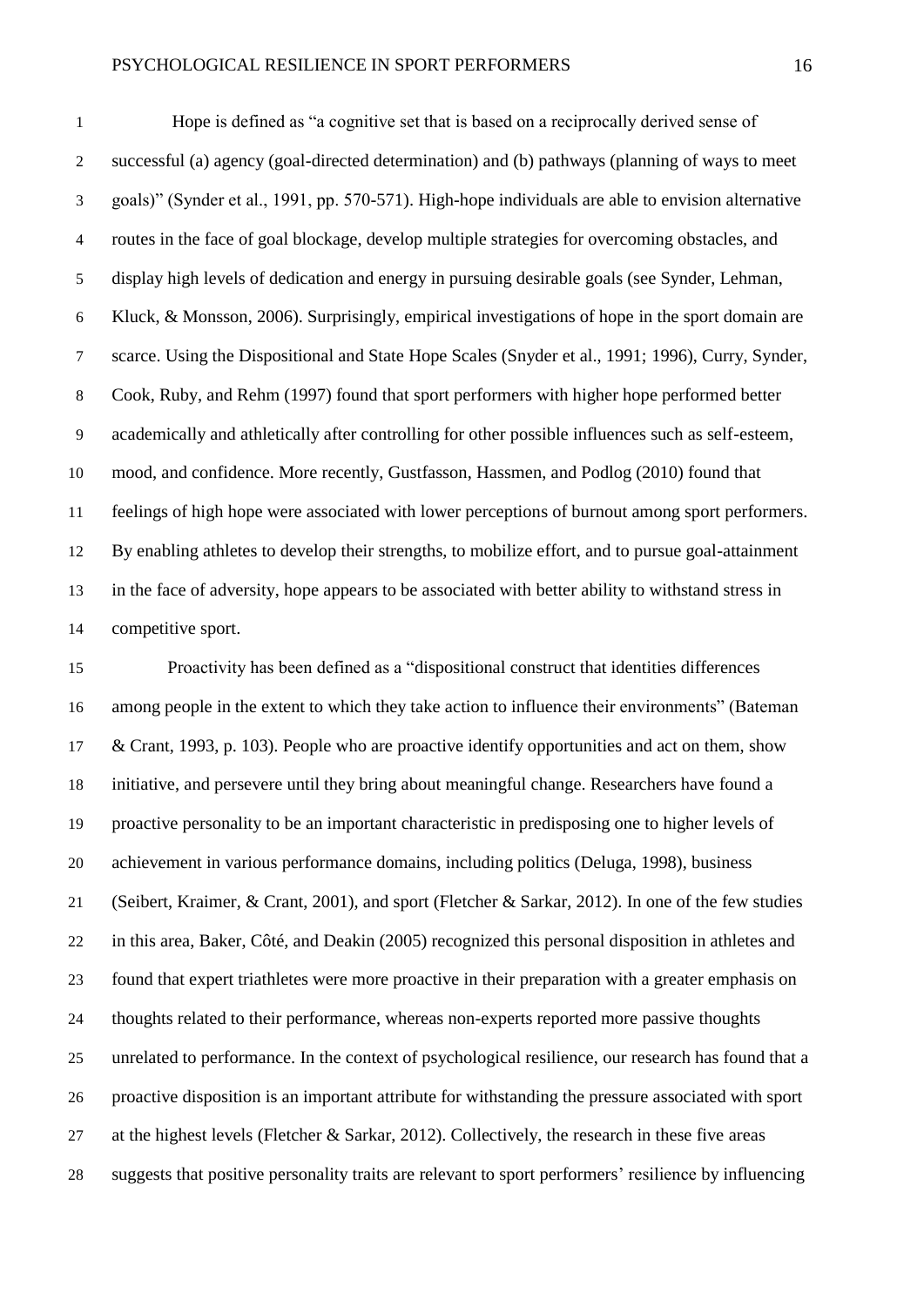Hope is defined as "a cognitive set that is based on a reciprocally derived sense of successful (a) agency (goal-directed determination) and (b) pathways (planning of ways to meet goals)" (Synder et al., 1991, pp. 570-571). High-hope individuals are able to envision alternative routes in the face of goal blockage, develop multiple strategies for overcoming obstacles, and display high levels of dedication and energy in pursuing desirable goals (see Synder, Lehman, Kluck, & Monsson, 2006). Surprisingly, empirical investigations of hope in the sport domain are scarce. Using the Dispositional and State Hope Scales (Snyder et al., 1991; 1996), Curry, Synder, Cook, Ruby, and Rehm (1997) found that sport performers with higher hope performed better academically and athletically after controlling for other possible influences such as self-esteem, mood, and confidence. More recently, Gustfasson, Hassmen, and Podlog (2010) found that feelings of high hope were associated with lower perceptions of burnout among sport performers. By enabling athletes to develop their strengths, to mobilize effort, and to pursue goal-attainment in the face of adversity, hope appears to be associated with better ability to withstand stress in competitive sport.

Proactivity has been defined as a "dispositional construct that identities differences among people in the extent to which they take action to influence their environments" (Bateman & Crant, 1993, p. 103). People who are proactive identify opportunities and act on them, show initiative, and persevere until they bring about meaningful change. Researchers have found a proactive personality to be an important characteristic in predisposing one to higher levels of achievement in various performance domains, including politics (Deluga, 1998), business (Seibert, Kraimer, & Crant, 2001), and sport (Fletcher & Sarkar, 2012). In one of the few studies in this area, Baker, Côté, and Deakin (2005) recognized this personal disposition in athletes and found that expert triathletes were more proactive in their preparation with a greater emphasis on thoughts related to their performance, whereas non-experts reported more passive thoughts unrelated to performance. In the context of psychological resilience, our research has found that a proactive disposition is an important attribute for withstanding the pressure associated with sport at the highest levels (Fletcher & Sarkar, 2012). Collectively, the research in these five areas suggests that positive personality traits are relevant to sport performers' resilience by influencing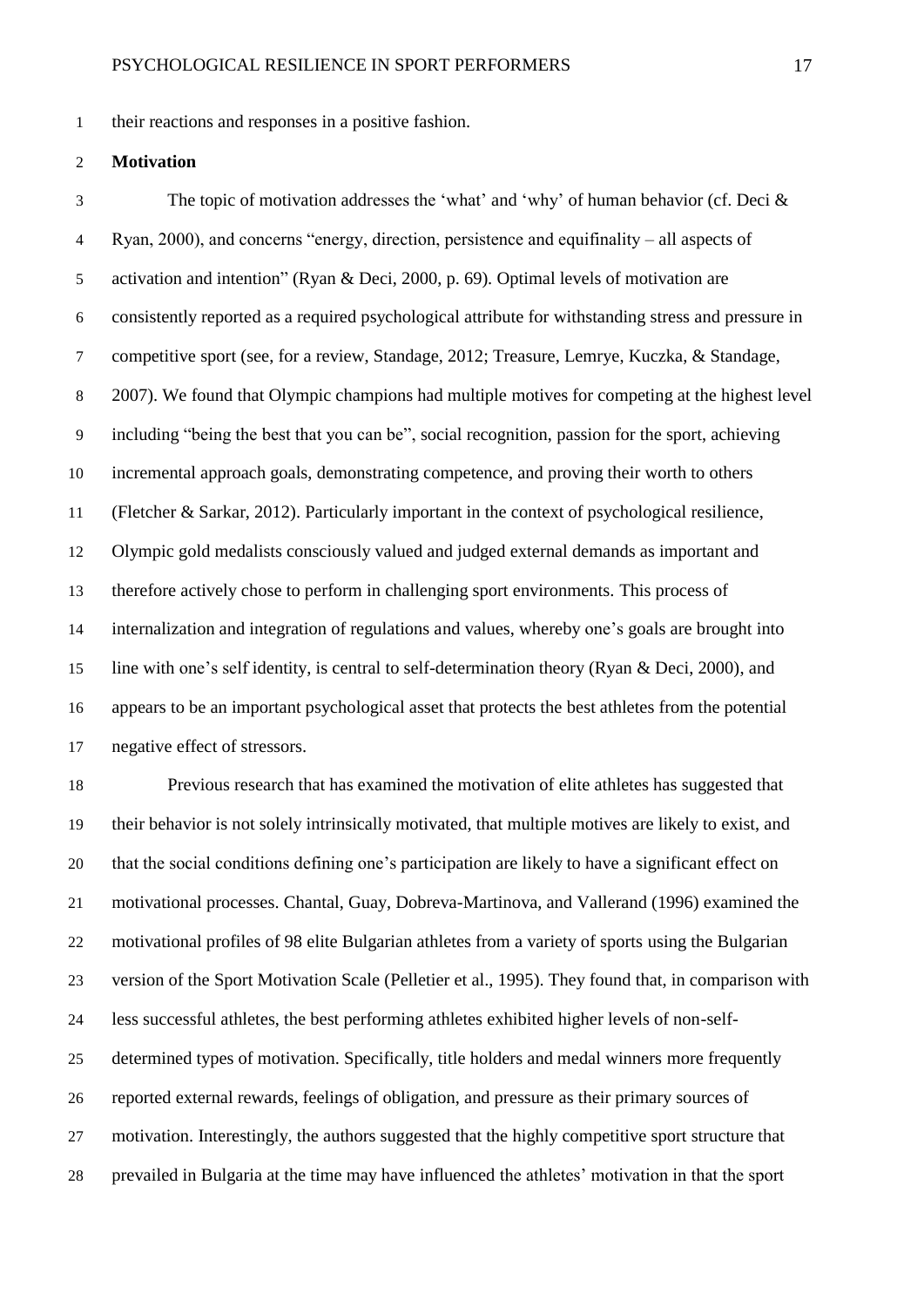their reactions and responses in a positive fashion.

**Motivation**

The topic of motivation addresses the 'what' and 'why' of human behavior (cf. Deci & Ryan, 2000), and concerns "energy, direction, persistence and equifinality – all aspects of activation and intention" (Ryan & Deci, 2000, p. 69). Optimal levels of motivation are consistently reported as a required psychological attribute for withstanding stress and pressure in competitive sport (see, for a review, Standage, 2012; Treasure, Lemrye, Kuczka, & Standage, 2007). We found that Olympic champions had multiple motives for competing at the highest level including "being the best that you can be", social recognition, passion for the sport, achieving incremental approach goals, demonstrating competence, and proving their worth to others (Fletcher & Sarkar, 2012). Particularly important in the context of psychological resilience, Olympic gold medalists consciously valued and judged external demands as important and therefore actively chose to perform in challenging sport environments. This process of internalization and integration of regulations and values, whereby one's goals are brought into line with one's self identity, is central to self-determination theory (Ryan & Deci, 2000), and appears to be an important psychological asset that protects the best athletes from the potential negative effect of stressors.

Previous research that has examined the motivation of elite athletes has suggested that their behavior is not solely intrinsically motivated, that multiple motives are likely to exist, and that the social conditions defining one's participation are likely to have a significant effect on motivational processes. Chantal, Guay, Dobreva-Martinova, and Vallerand (1996) examined the motivational profiles of 98 elite Bulgarian athletes from a variety of sports using the Bulgarian version of the Sport Motivation Scale (Pelletier et al., 1995). They found that, in comparison with less successful athletes, the best performing athletes exhibited higher levels of non-self-determined types of motivation. Specifically, title holders and medal winners more frequently reported external rewards, feelings of obligation, and pressure as their primary sources of motivation. Interestingly, the authors suggested that the highly competitive sport structure that prevailed in Bulgaria at the time may have influenced the athletes' motivation in that the sport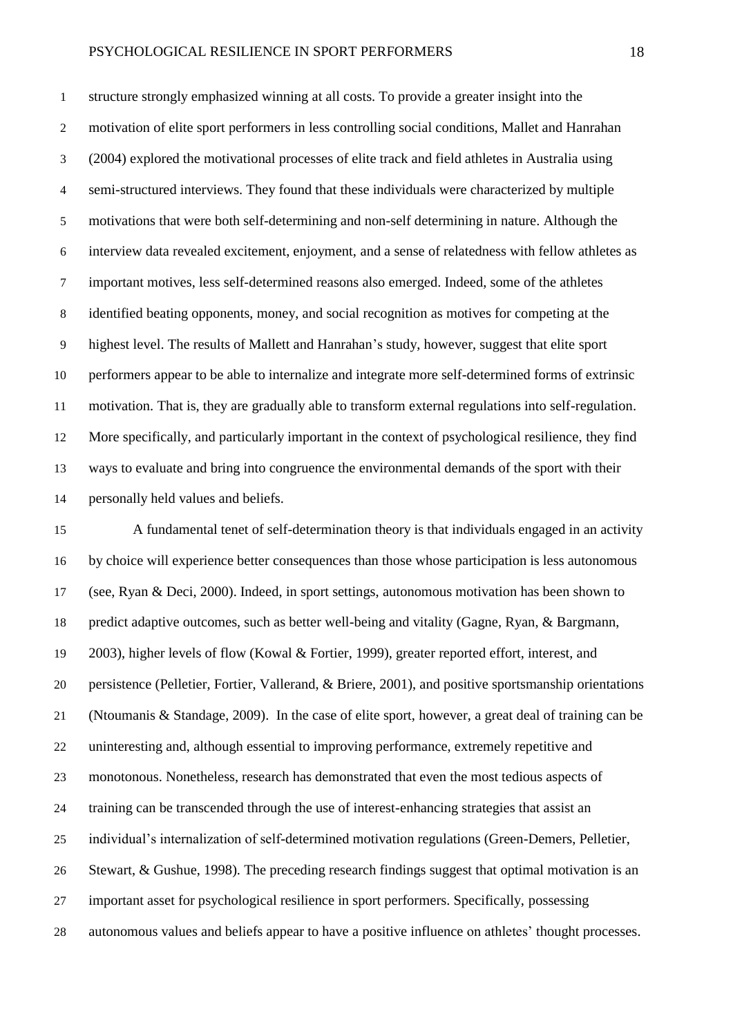structure strongly emphasized winning at all costs. To provide a greater insight into the motivation of elite sport performers in less controlling social conditions, Mallet and Hanrahan (2004) explored the motivational processes of elite track and field athletes in Australia using semi-structured interviews. They found that these individuals were characterized by multiple motivations that were both self-determining and non-self determining in nature. Although the interview data revealed excitement, enjoyment, and a sense of relatedness with fellow athletes as important motives, less self-determined reasons also emerged. Indeed, some of the athletes identified beating opponents, money, and social recognition as motives for competing at the highest level. The results of Mallett and Hanrahan's study, however, suggest that elite sport performers appear to be able to internalize and integrate more self-determined forms of extrinsic motivation. That is, they are gradually able to transform external regulations into self-regulation. More specifically, and particularly important in the context of psychological resilience, they find ways to evaluate and bring into congruence the environmental demands of the sport with their personally held values and beliefs.

A fundamental tenet of self-determination theory is that individuals engaged in an activity by choice will experience better consequences than those whose participation is less autonomous (see, Ryan & Deci, 2000). Indeed, in sport settings, autonomous motivation has been shown to predict adaptive outcomes, such as better well-being and vitality (Gagne, Ryan, & Bargmann, 2003), higher levels of flow (Kowal & Fortier, 1999), greater reported effort, interest, and persistence (Pelletier, Fortier, Vallerand, & Briere, 2001), and positive sportsmanship orientations (Ntoumanis & Standage, 2009). In the case of elite sport, however, a great deal of training can be uninteresting and, although essential to improving performance, extremely repetitive and monotonous. Nonetheless, research has demonstrated that even the most tedious aspects of training can be transcended through the use of interest-enhancing strategies that assist an individual's internalization of self-determined motivation regulations (Green-Demers, Pelletier, Stewart, & Gushue, 1998). The preceding research findings suggest that optimal motivation is an important asset for psychological resilience in sport performers. Specifically, possessing autonomous values and beliefs appear to have a positive influence on athletes' thought processes.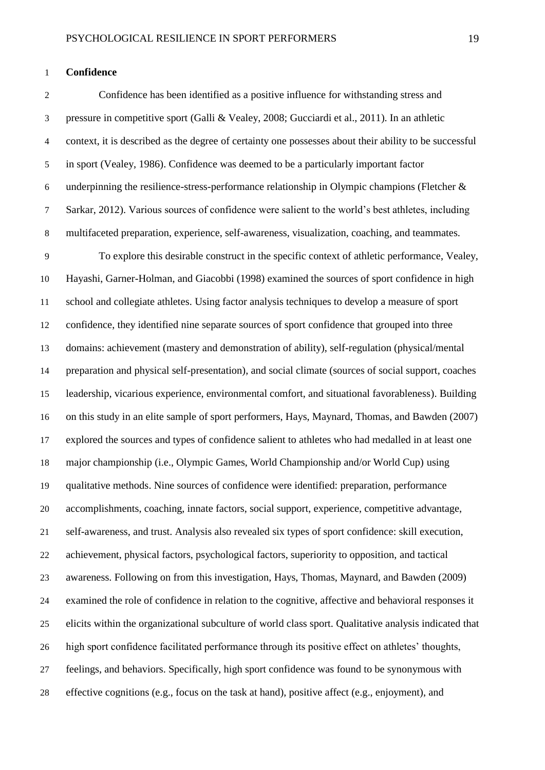**Confidence**

Confidence has been identified as a positive influence for withstanding stress and pressure in competitive sport (Galli & Vealey, 2008; Gucciardi et al., 2011). In an athletic context, it is described as the degree of certainty one possesses about their ability to be successful in sport (Vealey, 1986). Confidence was deemed to be a particularly important factor underpinning the resilience-stress-performance relationship in Olympic champions (Fletcher & Sarkar, 2012). Various sources of confidence were salient to the world's best athletes, including multifaceted preparation, experience, self-awareness, visualization, coaching, and teammates.

To explore this desirable construct in the specific context of athletic performance, Vealey, Hayashi, Garner-Holman, and Giacobbi (1998) examined the sources of sport confidence in high school and collegiate athletes. Using factor analysis techniques to develop a measure of sport confidence, they identified nine separate sources of sport confidence that grouped into three domains: achievement (mastery and demonstration of ability), self-regulation (physical/mental preparation and physical self-presentation), and social climate (sources of social support, coaches leadership, vicarious experience, environmental comfort, and situational favorableness). Building on this study in an elite sample of sport performers, Hays, Maynard, Thomas, and Bawden (2007) explored the sources and types of confidence salient to athletes who had medalled in at least one major championship (i.e., Olympic Games, World Championship and/or World Cup) using qualitative methods. Nine sources of confidence were identified: preparation, performance accomplishments, coaching, innate factors, social support, experience, competitive advantage, self-awareness, and trust. Analysis also revealed six types of sport confidence: skill execution, achievement, physical factors, psychological factors, superiority to opposition, and tactical awareness. Following on from this investigation, Hays, Thomas, Maynard, and Bawden (2009) examined the role of confidence in relation to the cognitive, affective and behavioral responses it elicits within the organizational subculture of world class sport. Qualitative analysis indicated that high sport confidence facilitated performance through its positive effect on athletes' thoughts, feelings, and behaviors. Specifically, high sport confidence was found to be synonymous with effective cognitions (e.g., focus on the task at hand), positive affect (e.g., enjoyment), and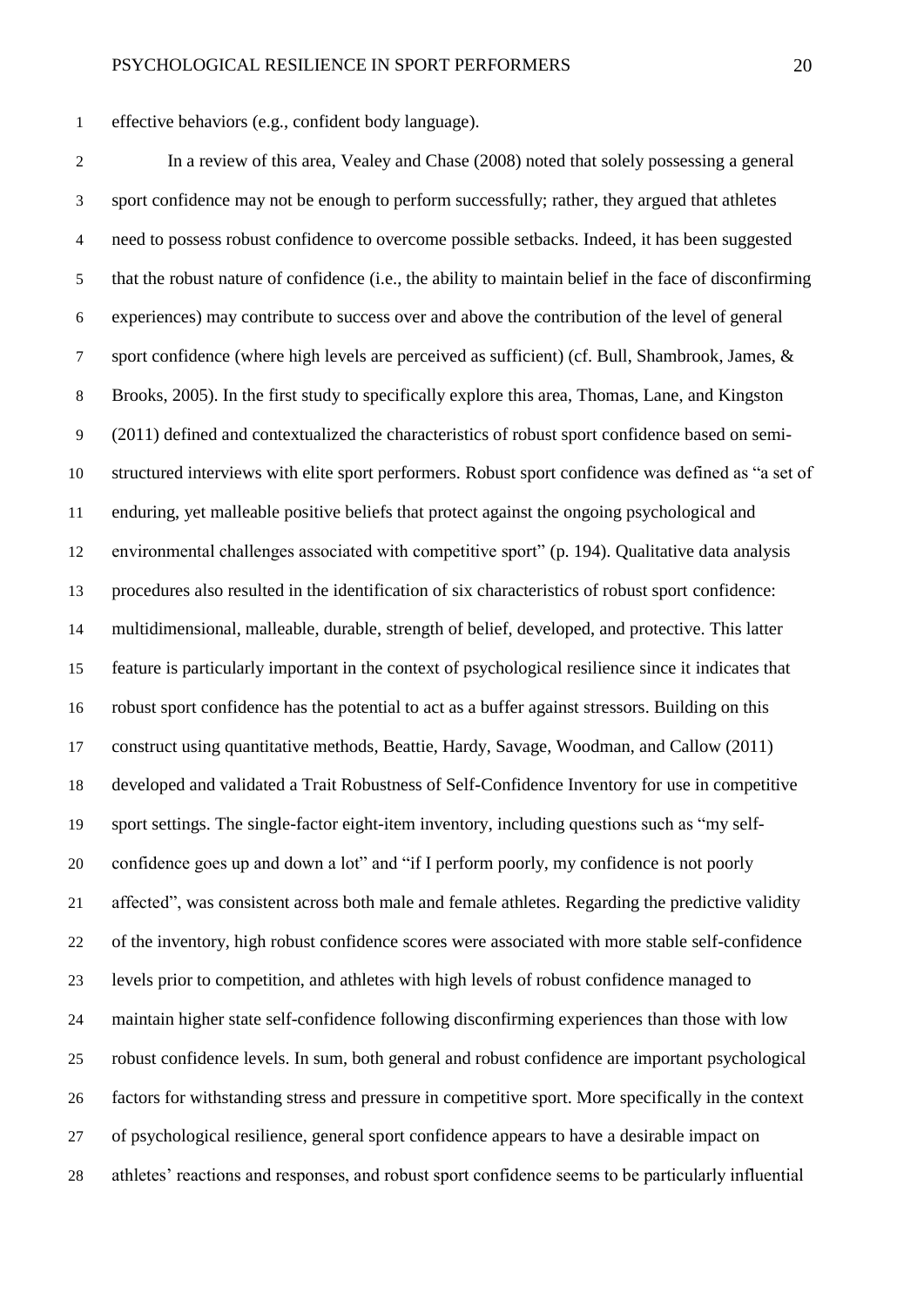effective behaviors (e.g., confident body language).

In a review of this area, Vealey and Chase (2008) noted that solely possessing a general sport confidence may not be enough to perform successfully; rather, they argued that athletes need to possess robust confidence to overcome possible setbacks. Indeed, it has been suggested that the robust nature of confidence (i.e., the ability to maintain belief in the face of disconfirming experiences) may contribute to success over and above the contribution of the level of general sport confidence (where high levels are perceived as sufficient) (cf. Bull, Shambrook, James, & Brooks, 2005). In the first study to specifically explore this area, Thomas, Lane, and Kingston (2011) defined and contextualized the characteristics of robust sport confidence based on semi-structured interviews with elite sport performers. Robust sport confidence was defined as "a set of enduring, yet malleable positive beliefs that protect against the ongoing psychological and environmental challenges associated with competitive sport" (p. 194). Qualitative data analysis procedures also resulted in the identification of six characteristics of robust sport confidence: multidimensional, malleable, durable, strength of belief, developed, and protective. This latter feature is particularly important in the context of psychological resilience since it indicates that robust sport confidence has the potential to act as a buffer against stressors. Building on this construct using quantitative methods, Beattie, Hardy, Savage, Woodman, and Callow (2011) developed and validated a Trait Robustness of Self-Confidence Inventory for use in competitive sport settings. The single-factor eight-item inventory, including questions such as "my self-confidence goes up and down a lot" and "if I perform poorly, my confidence is not poorly affected", was consistent across both male and female athletes. Regarding the predictive validity of the inventory, high robust confidence scores were associated with more stable self-confidence levels prior to competition, and athletes with high levels of robust confidence managed to maintain higher state self-confidence following disconfirming experiences than those with low robust confidence levels. In sum, both general and robust confidence are important psychological factors for withstanding stress and pressure in competitive sport. More specifically in the context of psychological resilience, general sport confidence appears to have a desirable impact on athletes' reactions and responses, and robust sport confidence seems to be particularly influential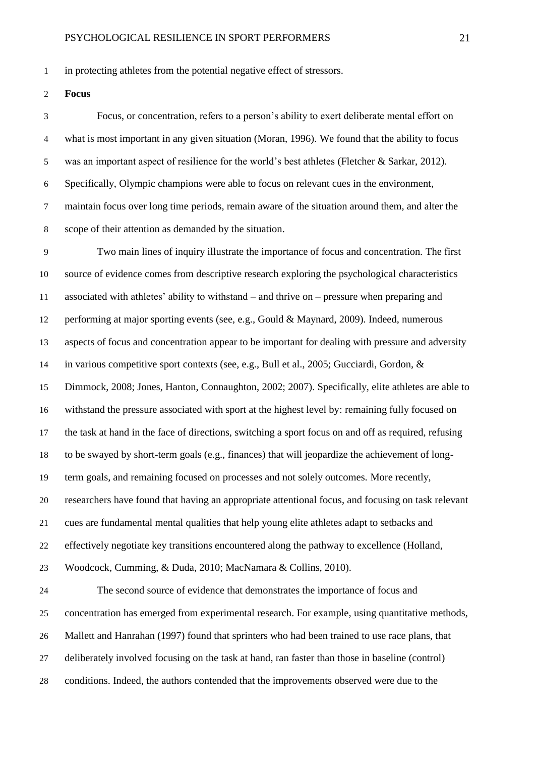in protecting athletes from the potential negative effect of stressors.

**Focus**

Focus, or concentration, refers to a person's ability to exert deliberate mental effort on what is most important in any given situation (Moran, 1996). We found that the ability to focus was an important aspect of resilience for the world's best athletes (Fletcher & Sarkar, 2012). Specifically, Olympic champions were able to focus on relevant cues in the environment, maintain focus over long time periods, remain aware of the situation around them, and alter the scope of their attention as demanded by the situation.

Two main lines of inquiry illustrate the importance of focus and concentration. The first source of evidence comes from descriptive research exploring the psychological characteristics associated with athletes' ability to withstand – and thrive on – pressure when preparing and performing at major sporting events (see, e.g., Gould & Maynard, 2009). Indeed, numerous aspects of focus and concentration appear to be important for dealing with pressure and adversity in various competitive sport contexts (see, e.g., Bull et al., 2005; Gucciardi, Gordon, & Dimmock, 2008; Jones, Hanton, Connaughton, 2002; 2007). Specifically, elite athletes are able to withstand the pressure associated with sport at the highest level by: remaining fully focused on the task at hand in the face of directions, switching a sport focus on and off as required, refusing to be swayed by short-term goals (e.g., finances) that will jeopardize the achievement of long-term goals, and remaining focused on processes and not solely outcomes. More recently, researchers have found that having an appropriate attentional focus, and focusing on task relevant cues are fundamental mental qualities that help young elite athletes adapt to setbacks and effectively negotiate key transitions encountered along the pathway to excellence (Holland, Woodcock, Cumming, & Duda, 2010; MacNamara & Collins, 2010).

The second source of evidence that demonstrates the importance of focus and concentration has emerged from experimental research. For example, using quantitative methods, Mallett and Hanrahan (1997) found that sprinters who had been trained to use race plans, that deliberately involved focusing on the task at hand, ran faster than those in baseline (control) conditions. Indeed, the authors contended that the improvements observed were due to the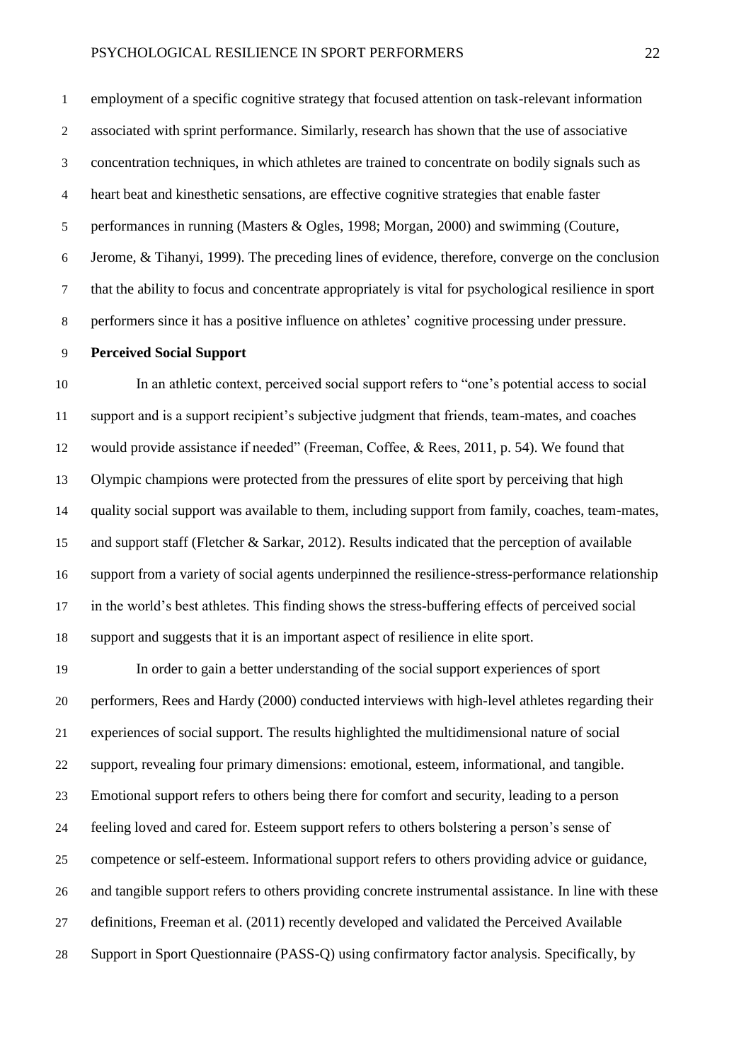employment of a specific cognitive strategy that focused attention on task-relevant information associated with sprint performance. Similarly, research has shown that the use of associative concentration techniques, in which athletes are trained to concentrate on bodily signals such as heart beat and kinesthetic sensations, are effective cognitive strategies that enable faster performances in running (Masters & Ogles, 1998; Morgan, 2000) and swimming (Couture, Jerome, & Tihanyi, 1999). The preceding lines of evidence, therefore, converge on the conclusion that the ability to focus and concentrate appropriately is vital for psychological resilience in sport performers since it has a positive influence on athletes' cognitive processing under pressure.

**Perceived Social Support**

In an athletic context, perceived social support refers to "one's potential access to social support and is a support recipient's subjective judgment that friends, team-mates, and coaches would provide assistance if needed" (Freeman, Coffee, & Rees, 2011, p. 54). We found that Olympic champions were protected from the pressures of elite sport by perceiving that high quality social support was available to them, including support from family, coaches, team-mates, and support staff (Fletcher & Sarkar, 2012). Results indicated that the perception of available support from a variety of social agents underpinned the resilience-stress-performance relationship in the world's best athletes. This finding shows the stress-buffering effects of perceived social support and suggests that it is an important aspect of resilience in elite sport.

In order to gain a better understanding of the social support experiences of sport performers, Rees and Hardy (2000) conducted interviews with high-level athletes regarding their experiences of social support. The results highlighted the multidimensional nature of social support, revealing four primary dimensions: emotional, esteem, informational, and tangible. Emotional support refers to others being there for comfort and security, leading to a person feeling loved and cared for. Esteem support refers to others bolstering a person's sense of competence or self-esteem. Informational support refers to others providing advice or guidance, and tangible support refers to others providing concrete instrumental assistance. In line with these definitions, Freeman et al. (2011) recently developed and validated the Perceived Available Support in Sport Questionnaire (PASS-Q) using confirmatory factor analysis. Specifically, by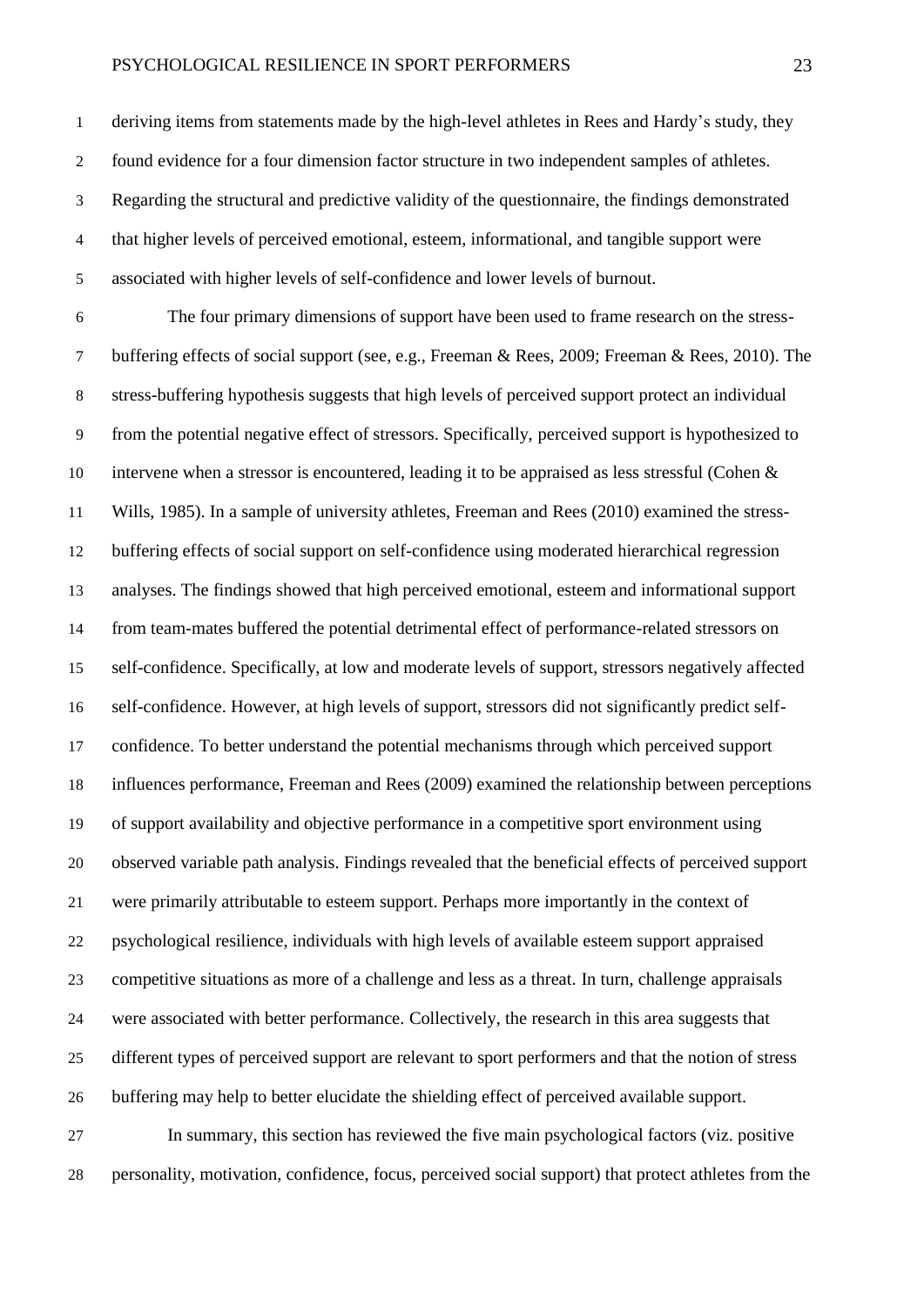deriving items from statements made by the high-level athletes in Rees and Hardy's study, they found evidence for a four dimension factor structure in two independent samples of athletes. Regarding the structural and predictive validity of the questionnaire, the findings demonstrated that higher levels of perceived emotional, esteem, informational, and tangible support were associated with higher levels of self-confidence and lower levels of burnout.

The four primary dimensions of support have been used to frame research on the stress-buffering effects of social support (see, e.g., Freeman & Rees, 2009; Freeman & Rees, 2010). The stress-buffering hypothesis suggests that high levels of perceived support protect an individual from the potential negative effect of stressors. Specifically, perceived support is hypothesized to intervene when a stressor is encountered, leading it to be appraised as less stressful (Cohen & Wills, 1985). In a sample of university athletes, Freeman and Rees (2010) examined the stress-buffering effects of social support on self-confidence using moderated hierarchical regression analyses. The findings showed that high perceived emotional, esteem and informational support from team-mates buffered the potential detrimental effect of performance-related stressors on self-confidence. Specifically, at low and moderate levels of support, stressors negatively affected self-confidence. However, at high levels of support, stressors did not significantly predict self-confidence. To better understand the potential mechanisms through which perceived support influences performance, Freeman and Rees (2009) examined the relationship between perceptions of support availability and objective performance in a competitive sport environment using observed variable path analysis. Findings revealed that the beneficial effects of perceived support were primarily attributable to esteem support. Perhaps more importantly in the context of psychological resilience, individuals with high levels of available esteem support appraised competitive situations as more of a challenge and less as a threat. In turn, challenge appraisals were associated with better performance. Collectively, the research in this area suggests that different types of perceived support are relevant to sport performers and that the notion of stress buffering may help to better elucidate the shielding effect of perceived available support.

In summary, this section has reviewed the five main psychological factors (viz. positive personality, motivation, confidence, focus, perceived social support) that protect athletes from the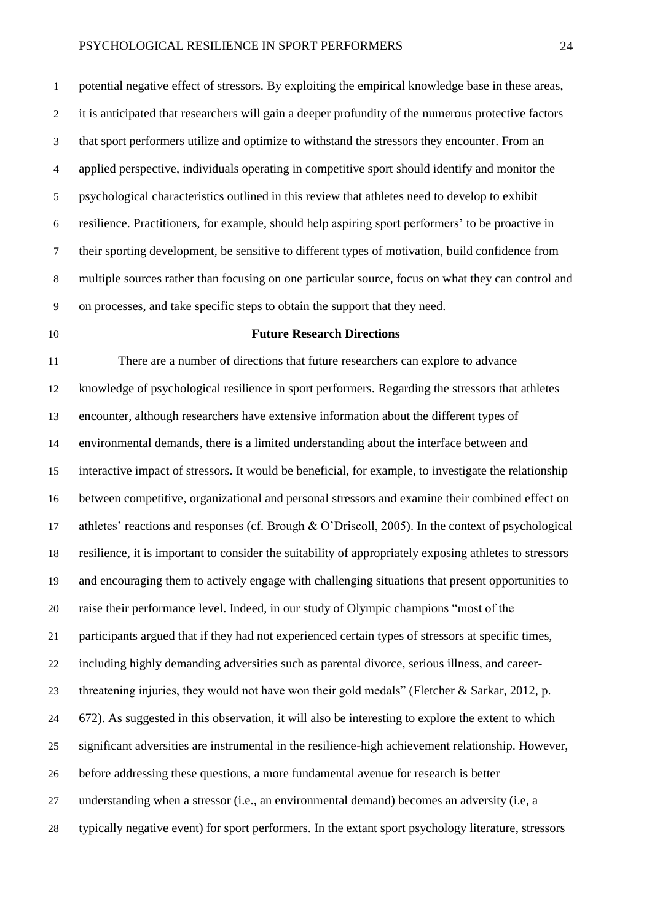potential negative effect of stressors. By exploiting the empirical knowledge base in these areas, it is anticipated that researchers will gain a deeper profundity of the numerous protective factors that sport performers utilize and optimize to withstand the stressors they encounter. From an applied perspective, individuals operating in competitive sport should identify and monitor the psychological characteristics outlined in this review that athletes need to develop to exhibit resilience. Practitioners, for example, should help aspiring sport performers' to be proactive in their sporting development, be sensitive to different types of motivation, build confidence from multiple sources rather than focusing on one particular source, focus on what they can control and on processes, and take specific steps to obtain the support that they need.

## Future Research Directions

There are a number of directions that future researchers can explore to advance knowledge of psychological resilience in sport performers. Regarding the stressors that athletes encounter, although researchers have extensive information about the different types of environmental demands, there is a limited understanding about the interface between and interactive impact of stressors. It would be beneficial, for example, to investigate the relationship between competitive, organizational and personal stressors and examine their combined effect on athletes' reactions and responses (cf. Brough & O'Driscoll, 2005). In the context of psychological resilience, it is important to consider the suitability of appropriately exposing athletes to stressors and encouraging them to actively engage with challenging situations that present opportunities to raise their performance level. Indeed, in our study of Olympic champions "most of the participants argued that if they had not experienced certain types of stressors at specific times, including highly demanding adversities such as parental divorce, serious illness, and career-threatening injuries, they would not have won their gold medals" (Fletcher & Sarkar, 2012, p. 672). As suggested in this observation, it will also be interesting to explore the extent to which significant adversities are instrumental in the resilience-high achievement relationship. However, before addressing these questions, a more fundamental avenue for research is better understanding when a stressor (i.e., an environmental demand) becomes an adversity (i.e, a typically negative event) for sport performers. In the extant sport psychology literature, stressors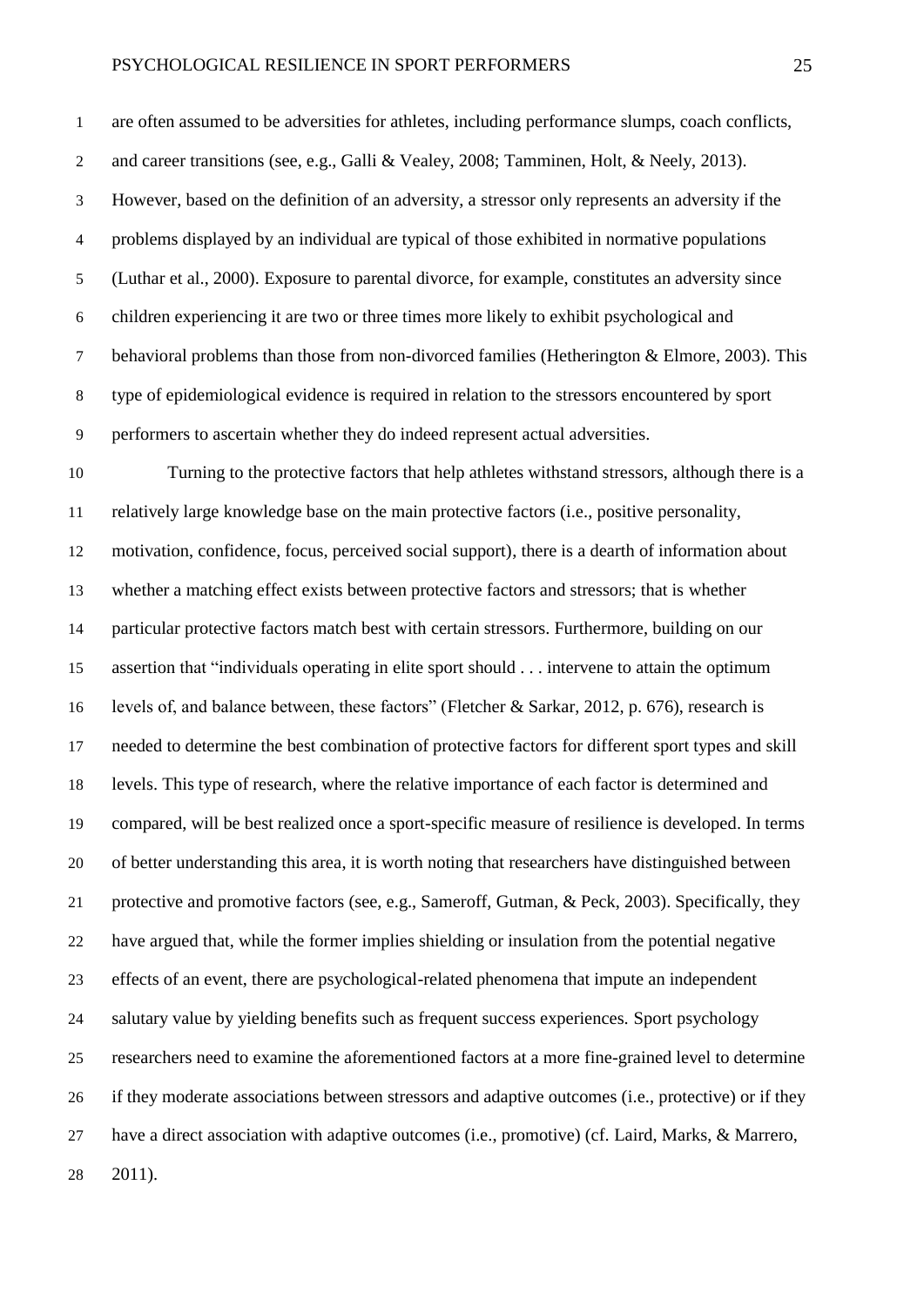are often assumed to be adversities for athletes, including performance slumps, coach conflicts, and career transitions (see, e.g., Galli & Vealey, 2008; Tamminen, Holt, & Neely, 2013). However, based on the definition of an adversity, a stressor only represents an adversity if the problems displayed by an individual are typical of those exhibited in normative populations (Luthar et al., 2000). Exposure to parental divorce, for example, constitutes an adversity since children experiencing it are two or three times more likely to exhibit psychological and behavioral problems than those from non-divorced families (Hetherington & Elmore, 2003). This type of epidemiological evidence is required in relation to the stressors encountered by sport performers to ascertain whether they do indeed represent actual adversities.

Turning to the protective factors that help athletes withstand stressors, although there is a relatively large knowledge base on the main protective factors (i.e., positive personality, motivation, confidence, focus, perceived social support), there is a dearth of information about whether a matching effect exists between protective factors and stressors; that is whether particular protective factors match best with certain stressors. Furthermore, building on our assertion that "individuals operating in elite sport should . . . intervene to attain the optimum levels of, and balance between, these factors" (Fletcher & Sarkar, 2012, p. 676), research is needed to determine the best combination of protective factors for different sport types and skill levels. This type of research, where the relative importance of each factor is determined and compared, will be best realized once a sport-specific measure of resilience is developed. In terms of better understanding this area, it is worth noting that researchers have distinguished between protective and promotive factors (see, e.g., Sameroff, Gutman, & Peck, 2003). Specifically, they have argued that, while the former implies shielding or insulation from the potential negative effects of an event, there are psychological-related phenomena that impute an independent salutary value by yielding benefits such as frequent success experiences. Sport psychology researchers need to examine the aforementioned factors at a more fine-grained level to determine if they moderate associations between stressors and adaptive outcomes (i.e., protective) or if they have a direct association with adaptive outcomes (i.e., promotive) (cf. Laird, Marks, & Marrero, 2011).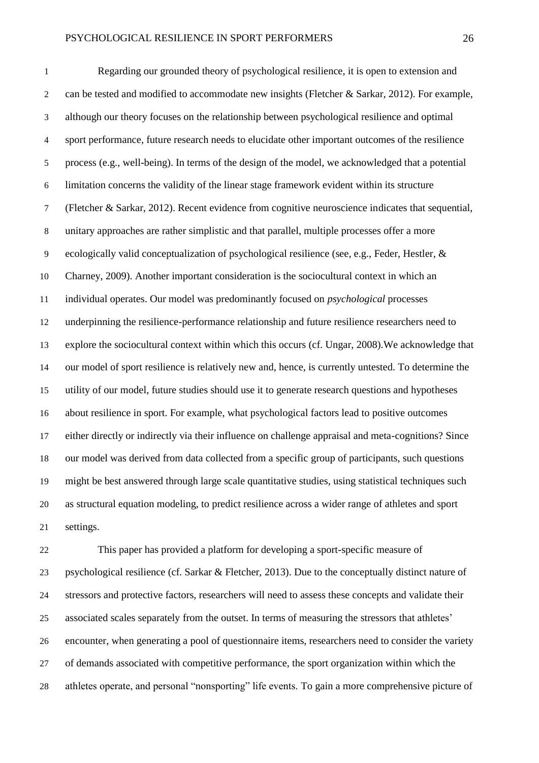Regarding our grounded theory of psychological resilience, it is open to extension and can be tested and modified to accommodate new insights (Fletcher & Sarkar, 2012). For example, although our theory focuses on the relationship between psychological resilience and optimal sport performance, future research needs to elucidate other important outcomes of the resilience process (e.g., well-being). In terms of the design of the model, we acknowledged that a potential limitation concerns the validity of the linear stage framework evident within its structure (Fletcher & Sarkar, 2012). Recent evidence from cognitive neuroscience indicates that sequential, unitary approaches are rather simplistic and that parallel, multiple processes offer a more ecologically valid conceptualization of psychological resilience (see, e.g., Feder, Hestler, & Charney, 2009). Another important consideration is the sociocultural context in which an individual operates. Our model was predominantly focused on *psychological* processes underpinning the resilience-performance relationship and future resilience researchers need to explore the sociocultural context within which this occurs (cf. Ungar, 2008).We acknowledge that our model of sport resilience is relatively new and, hence, is currently untested. To determine the utility of our model, future studies should use it to generate research questions and hypotheses about resilience in sport. For example, what psychological factors lead to positive outcomes either directly or indirectly via their influence on challenge appraisal and meta-cognitions? Since our model was derived from data collected from a specific group of participants, such questions might be best answered through large scale quantitative studies, using statistical techniques such as structural equation modeling, to predict resilience across a wider range of athletes and sport settings.

This paper has provided a platform for developing a sport-specific measure of psychological resilience (cf. Sarkar & Fletcher, 2013). Due to the conceptually distinct nature of stressors and protective factors, researchers will need to assess these concepts and validate their associated scales separately from the outset. In terms of measuring the stressors that athletes' encounter, when generating a pool of questionnaire items, researchers need to consider the variety of demands associated with competitive performance, the sport organization within which the athletes operate, and personal "nonsporting" life events. To gain a more comprehensive picture of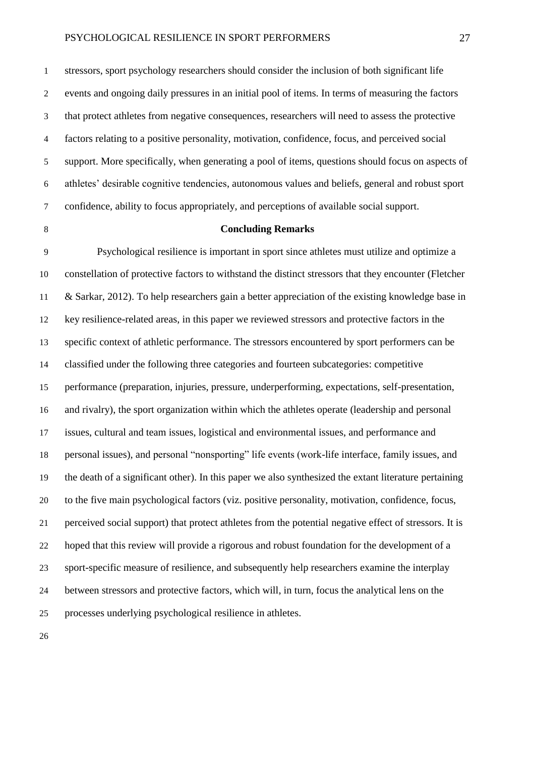stressors, sport psychology researchers should consider the inclusion of both significant life events and ongoing daily pressures in an initial pool of items. In terms of measuring the factors that protect athletes from negative consequences, researchers will need to assess the protective factors relating to a positive personality, motivation, confidence, focus, and perceived social support. More specifically, when generating a pool of items, questions should focus on aspects of athletes' desirable cognitive tendencies, autonomous values and beliefs, general and robust sport confidence, ability to focus appropriately, and perceptions of available social support.

## Concluding Remarks

Psychological resilience is important in sport since athletes must utilize and optimize a constellation of protective factors to withstand the distinct stressors that they encounter (Fletcher & Sarkar, 2012). To help researchers gain a better appreciation of the existing knowledge base in key resilience-related areas, in this paper we reviewed stressors and protective factors in the specific context of athletic performance. The stressors encountered by sport performers can be classified under the following three categories and fourteen subcategories: competitive performance (preparation, injuries, pressure, underperforming, expectations, self-presentation, and rivalry), the sport organization within which the athletes operate (leadership and personal issues, cultural and team issues, logistical and environmental issues, and performance and personal issues), and personal "nonsporting" life events (work-life interface, family issues, and the death of a significant other). In this paper we also synthesized the extant literature pertaining to the five main psychological factors (viz. positive personality, motivation, confidence, focus, perceived social support) that protect athletes from the potential negative effect of stressors. It is hoped that this review will provide a rigorous and robust foundation for the development of a sport-specific measure of resilience, and subsequently help researchers examine the interplay between stressors and protective factors, which will, in turn, focus the analytical lens on the processes underlying psychological resilience in athletes.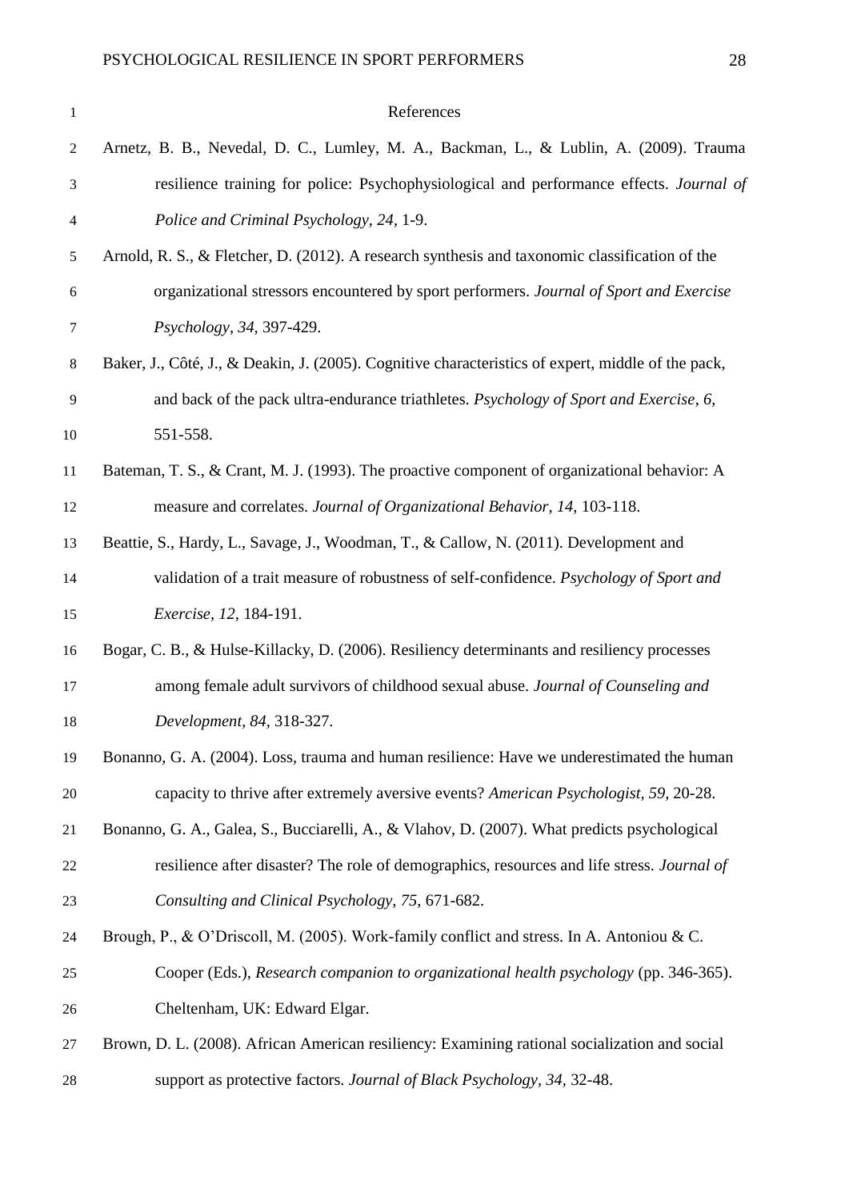# References

Arnetz, B. B., Nevedal, D. C., Lumley, M. A., Backman, L., & Lublin, A. (2009). Trauma resilience training for police: Psychophysiological and performance effects. *Journal of Police and Criminal Psychology*, *24*, 1-9.

Arnold, R. S., & Fletcher, D. (2012). A research synthesis and taxonomic classification of the organizational stressors encountered by sport performers. *Journal of Sport and Exercise Psychology*, *34*, 397-429.

Baker, J., Côté, J., & Deakin, J. (2005). Cognitive characteristics of expert, middle of the pack, and back of the pack ultra-endurance triathletes. *Psychology of Sport and Exercise*, *6*, 551-558.

Bateman, T. S., & Crant, M. J. (1993). The proactive component of organizational behavior: A measure and correlates. *Journal of Organizational Behavior, 14,* 103-118.

Beattie, S., Hardy, L., Savage, J., Woodman, T., & Callow, N. (2011). Development and validation of a trait measure of robustness of self-confidence. *Psychology of Sport and Exercise, 12*, 184-191.

Bogar, C. B., & Hulse-Killacky, D. (2006). Resiliency determinants and resiliency processes among female adult survivors of childhood sexual abuse. *Journal of Counseling and Development, 84*, 318-327.

Bonanno, G. A. (2004). Loss, trauma and human resilience: Have we underestimated the human capacity to thrive after extremely aversive events? *American Psychologist, 59,* 20-28.

Bonanno, G. A., Galea, S., Bucciarelli, A., & Vlahov, D. (2007). What predicts psychological resilience after disaster? The role of demographics, resources and life stress. *Journal of Consulting and Clinical Psychology, 75,* 671-682.

Brough, P., & O'Driscoll, M. (2005). Work-family conflict and stress. In A. Antoniou & C. Cooper (Eds.), *Research companion to organizational health psychology* (pp. 346-365). Cheltenham, UK: Edward Elgar.

Brown, D. L. (2008). African American resiliency: Examining rational socialization and social support as protective factors. *Journal of Black Psychology, 34,* 32-48.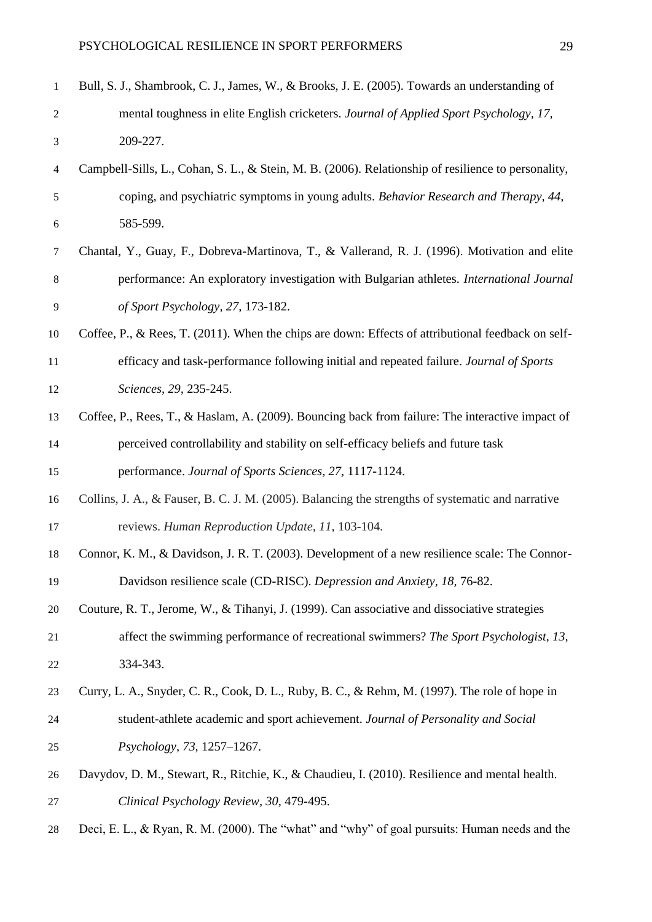Bull, S. J., Shambrook, C. J., James, W., & Brooks, J. E. (2005). Towards an understanding of mental toughness in elite English cricketers. *Journal of Applied Sport Psychology, 17,* 209-227.

Campbell-Sills, L., Cohan, S. L., & Stein, M. B. (2006). Relationship of resilience to personality, coping, and psychiatric symptoms in young adults. *Behavior Research and Therapy, 44,* 585-599.

Chantal, Y., Guay, F., Dobreva-Martinova, T., & Vallerand, R. J. (1996). Motivation and elite performance: An exploratory investigation with Bulgarian athletes. *International Journal of Sport Psychology, 27,* 173-182.

Coffee, P., & Rees, T. (2011). When the chips are down: Effects of attributional feedback on self-efficacy and task-performance following initial and repeated failure. *Journal of Sports Sciences, 29,* 235-245.

Coffee, P., Rees, T., & Haslam, A. (2009). Bouncing back from failure: The interactive impact of perceived controllability and stability on self-efficacy beliefs and future task performance. *Journal of Sports Sciences, 27,* 1117-1124.

Collins, J. A., & Fauser, B. C. J. M. (2005). Balancing the strengths of systematic and narrative reviews. *Human Reproduction Update, 11,* 103-104.

Connor, K. M., & Davidson, J. R. T. (2003). Development of a new resilience scale: The Connor-Davidson resilience scale (CD-RISC). *Depression and Anxiety, 18,* 76-82.

Couture, R. T., Jerome, W., & Tihanyi, J. (1999). Can associative and dissociative strategies affect the swimming performance of recreational swimmers? *The Sport Psychologist, 13,* 334-343.

Curry, L. A., Snyder, C. R., Cook, D. L., Ruby, B. C., & Rehm, M. (1997). The role of hope in student-athlete academic and sport achievement. *Journal of Personality and Social Psychology, 73,* 1257–1267.

Davydov, D. M., Stewart, R., Ritchie, K., & Chaudieu, I. (2010). Resilience and mental health. *Clinical Psychology Review, 30,* 479-495.

Deci, E. L., & Ryan, R. M. (2000). The "what" and "why" of goal pursuits: Human needs and the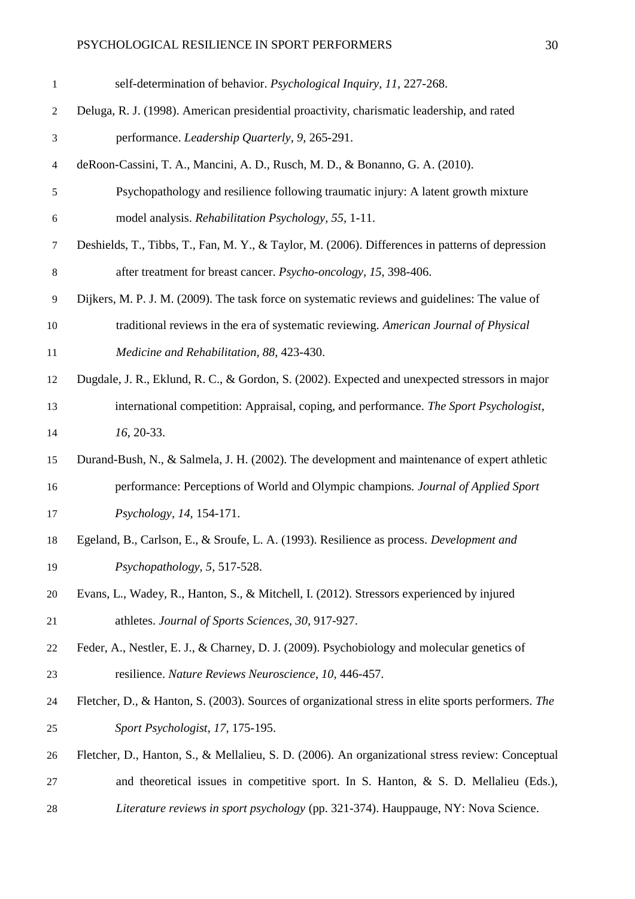self-determination of behavior. *Psychological Inquiry, 11,* 227-268.

Deluga, R. J. (1998). American presidential proactivity, charismatic leadership, and rated performance. *Leadership Quarterly, 9,* 265-291.

deRoon-Cassini, T. A., Mancini, A. D., Rusch, M. D., & Bonanno, G. A. (2010). Psychopathology and resilience following traumatic injury: A latent growth mixture model analysis. *Rehabilitation Psychology, 55,* 1-11.

Deshields, T., Tibbs, T., Fan, M. Y., & Taylor, M. (2006). Differences in patterns of depression after treatment for breast cancer. *Psycho-oncology, 15,* 398-406.

Dijkers, M. P. J. M. (2009). The task force on systematic reviews and guidelines: The value of traditional reviews in the era of systematic reviewing. *American Journal of Physical Medicine and Rehabilitation, 88,* 423-430.

Dugdale, J. R., Eklund, R. C., & Gordon, S. (2002). Expected and unexpected stressors in major international competition: Appraisal, coping, and performance. *The Sport Psychologist, 16,* 20-33.

Durand-Bush, N., & Salmela, J. H. (2002). The development and maintenance of expert athletic performance: Perceptions of World and Olympic champions. *Journal of Applied Sport Psychology, 14,* 154-171.

Egeland, B., Carlson, E., & Sroufe, L. A. (1993). Resilience as process. *Development and Psychopathology, 5,* 517-528.

Evans, L., Wadey, R., Hanton, S., & Mitchell, I. (2012). Stressors experienced by injured athletes. *Journal of Sports Sciences, 30,* 917-927.

Feder, A., Nestler, E. J., & Charney, D. J. (2009). Psychobiology and molecular genetics of resilience. *Nature Reviews Neuroscience, 10,* 446-457.

Fletcher, D., & Hanton, S. (2003). Sources of organizational stress in elite sports performers. *The Sport Psychologist, 17,* 175-195.

Fletcher, D., Hanton, S., & Mellalieu, S. D. (2006). An organizational stress review: Conceptual and theoretical issues in competitive sport. In S. Hanton, & S. D. Mellalieu (Eds.), *Literature reviews in sport psychology* (pp. 321-374). Hauppauge, NY: Nova Science.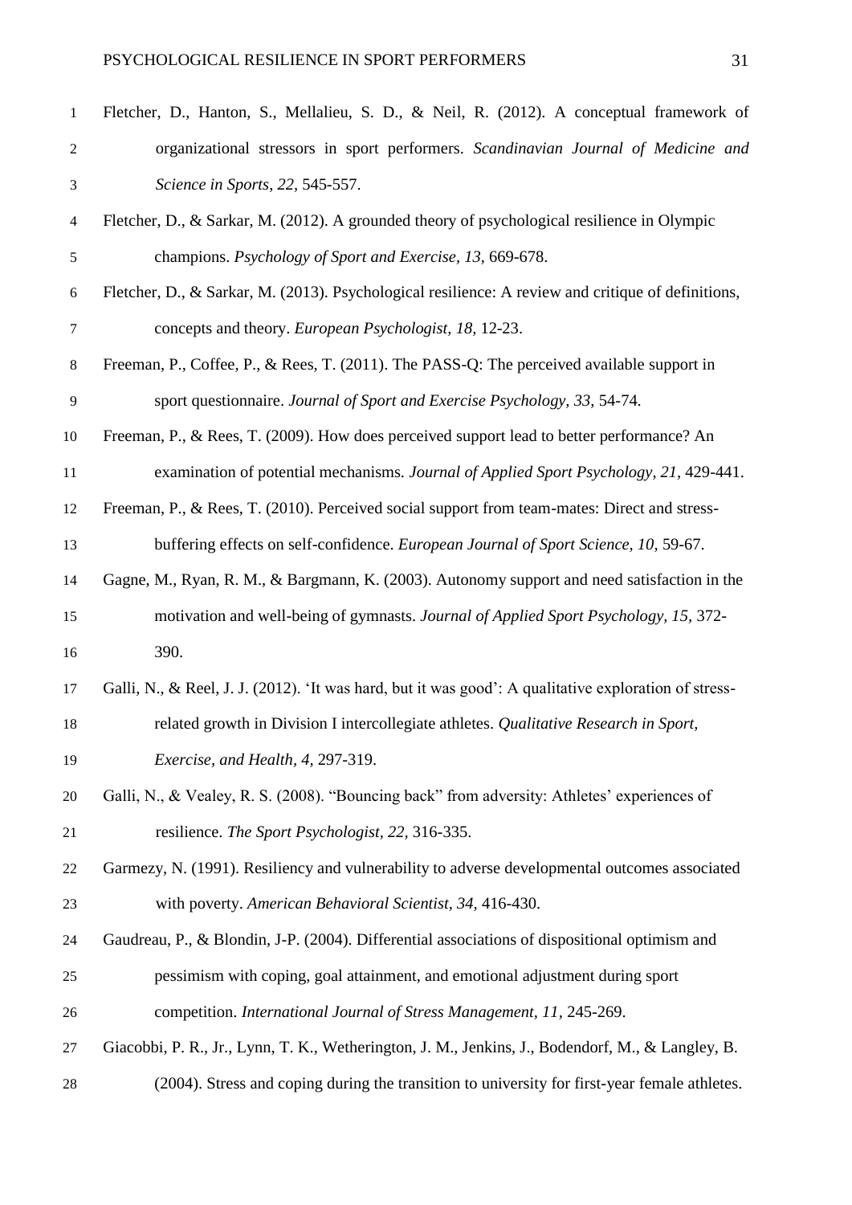Fletcher, D., Hanton, S., Mellalieu, S. D., & Neil, R. (2012). A conceptual framework of organizational stressors in sport performers. *Scandinavian Journal of Medicine and Science in Sports, 22,* 545-557.

Fletcher, D., & Sarkar, M. (2012). A grounded theory of psychological resilience in Olympic champions. *Psychology of Sport and Exercise, 13,* 669-678.

Fletcher, D., & Sarkar, M. (2013). Psychological resilience: A review and critique of definitions, concepts and theory. *European Psychologist, 18,* 12-23.

Freeman, P., Coffee, P., & Rees, T. (2011). The PASS-Q: The perceived available support in sport questionnaire. *Journal of Sport and Exercise Psychology, 33,* 54-74.

Freeman, P., & Rees, T. (2009). How does perceived support lead to better performance? An examination of potential mechanisms. *Journal of Applied Sport Psychology, 21,* 429-441.

Freeman, P., & Rees, T. (2010). Perceived social support from team-mates: Direct and stress-buffering effects on self-confidence. *European Journal of Sport Science, 10,* 59-67.

Gagne, M., Ryan, R. M., & Bargmann, K. (2003). Autonomy support and need satisfaction in the motivation and well-being of gymnasts. *Journal of Applied Sport Psychology, 15,* 372-390.

Galli, N., & Reel, J. J. (2012). 'It was hard, but it was good': A qualitative exploration of stress-related growth in Division I intercollegiate athletes. *Qualitative Research in Sport, Exercise, and Health, 4,* 297-319.

Galli, N., & Vealey, R. S. (2008). "Bouncing back" from adversity: Athletes' experiences of resilience. *The Sport Psychologist, 22,* 316-335.

Garmezy, N. (1991). Resiliency and vulnerability to adverse developmental outcomes associated with poverty. *American Behavioral Scientist, 34,* 416-430.

Gaudreau, P., & Blondin, J-P. (2004). Differential associations of dispositional optimism and pessimism with coping, goal attainment, and emotional adjustment during sport competition. *International Journal of Stress Management, 11,* 245-269.

Giacobbi, P. R., Jr., Lynn, T. K., Wetherington, J. M., Jenkins, J., Bodendorf, M., & Langley, B. (2004). Stress and coping during the transition to university for first-year female athletes.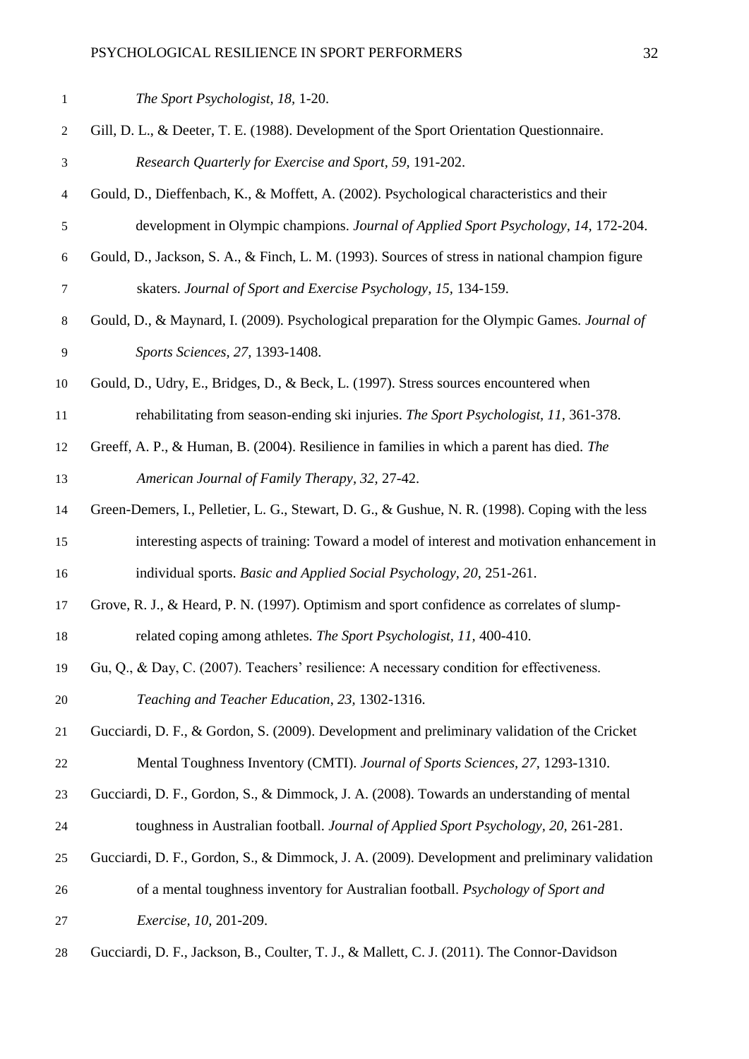*The Sport Psychologist, 18,* 1-20.

Gill, D. L., & Deeter, T. E. (1988). Development of the Sport Orientation Questionnaire. *Research Quarterly for Exercise and Sport, 59,* 191-202.

Gould, D., Dieffenbach, K., & Moffett, A. (2002). Psychological characteristics and their development in Olympic champions. *Journal of Applied Sport Psychology, 14,* 172-204.

Gould, D., Jackson, S. A., & Finch, L. M. (1993). Sources of stress in national champion figure skaters. *Journal of Sport and Exercise Psychology, 15,* 134-159.

Gould, D., & Maynard, I. (2009). Psychological preparation for the Olympic Games. *Journal of Sports Sciences, 27,* 1393-1408.

Gould, D., Udry, E., Bridges, D., & Beck, L. (1997). Stress sources encountered when rehabilitating from season-ending ski injuries. *The Sport Psychologist, 11,* 361-378.

Greeff, A. P., & Human, B. (2004). Resilience in families in which a parent has died. *The American Journal of Family Therapy, 32,* 27-42.

Green-Demers, I., Pelletier, L. G., Stewart, D. G., & Gushue, N. R. (1998). Coping with the less interesting aspects of training: Toward a model of interest and motivation enhancement in individual sports. *Basic and Applied Social Psychology, 20,* 251-261.

Grove, R. J., & Heard, P. N. (1997). Optimism and sport confidence as correlates of slump-related coping among athletes. *The Sport Psychologist, 11,* 400-410.

Gu, Q., & Day, C. (2007). Teachers' resilience: A necessary condition for effectiveness. *Teaching and Teacher Education, 23,* 1302-1316.

Gucciardi, D. F., & Gordon, S. (2009). Development and preliminary validation of the Cricket Mental Toughness Inventory (CMTI). *Journal of Sports Sciences, 27,* 1293-1310.

Gucciardi, D. F., Gordon, S., & Dimmock, J. A. (2008). Towards an understanding of mental toughness in Australian football. *Journal of Applied Sport Psychology, 20,* 261-281.

Gucciardi, D. F., Gordon, S., & Dimmock, J. A. (2009). Development and preliminary validation of a mental toughness inventory for Australian football. *Psychology of Sport and Exercise, 10,* 201-209.

Gucciardi, D. F., Jackson, B., Coulter, T. J., & Mallett, C. J. (2011). The Connor-Davidson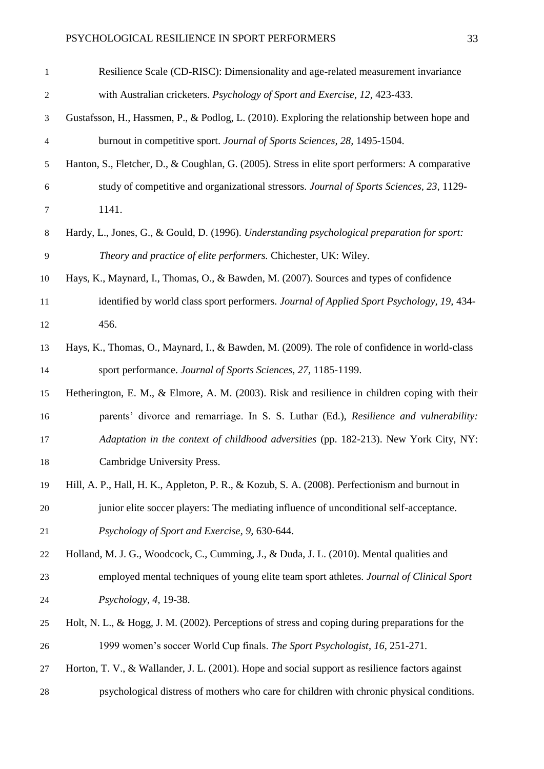Resilience Scale (CD-RISC): Dimensionality and age-related measurement invariance with Australian cricketers. *Psychology of Sport and Exercise, 12,* 423-433.

Gustafsson, H., Hassmen, P., & Podlog, L. (2010). Exploring the relationship between hope and burnout in competitive sport. *Journal of Sports Sciences, 28,* 1495-1504.

Hanton, S., Fletcher, D., & Coughlan, G. (2005). Stress in elite sport performers: A comparative study of competitive and organizational stressors. *Journal of Sports Sciences*, *23,* 1129-1141.

Hardy, L., Jones, G., & Gould, D. (1996). *Understanding psychological preparation for sport: Theory and practice of elite performers.* Chichester, UK: Wiley.

Hays, K., Maynard, I., Thomas, O., & Bawden, M. (2007). Sources and types of confidence identified by world class sport performers. *Journal of Applied Sport Psychology, 19,* 434-456.

Hays, K., Thomas, O., Maynard, I., & Bawden, M. (2009). The role of confidence in world-class sport performance. *Journal of Sports Sciences*, *27,* 1185-1199.

Hetherington, E. M., & Elmore, A. M. (2003). Risk and resilience in children coping with their parents' divorce and remarriage. In S. S. Luthar (Ed.), *Resilience and vulnerability: Adaptation in the context of childhood adversities* (pp. 182-213). New York City, NY: Cambridge University Press.

Hill, A. P., Hall, H. K., Appleton, P. R., & Kozub, S. A. (2008). Perfectionism and burnout in junior elite soccer players: The mediating influence of unconditional self-acceptance. *Psychology of Sport and Exercise, 9,* 630-644.

Holland, M. J. G., Woodcock, C., Cumming, J., & Duda, J. L. (2010). Mental qualities and employed mental techniques of young elite team sport athletes. *Journal of Clinical Sport Psychology, 4,* 19-38.

Holt, N. L., & Hogg, J. M. (2002). Perceptions of stress and coping during preparations for the 1999 women's soccer World Cup finals. *The Sport Psychologist*, *16*, 251-271.

Horton, T. V., & Wallander, J. L. (2001). Hope and social support as resilience factors against psychological distress of mothers who care for children with chronic physical conditions.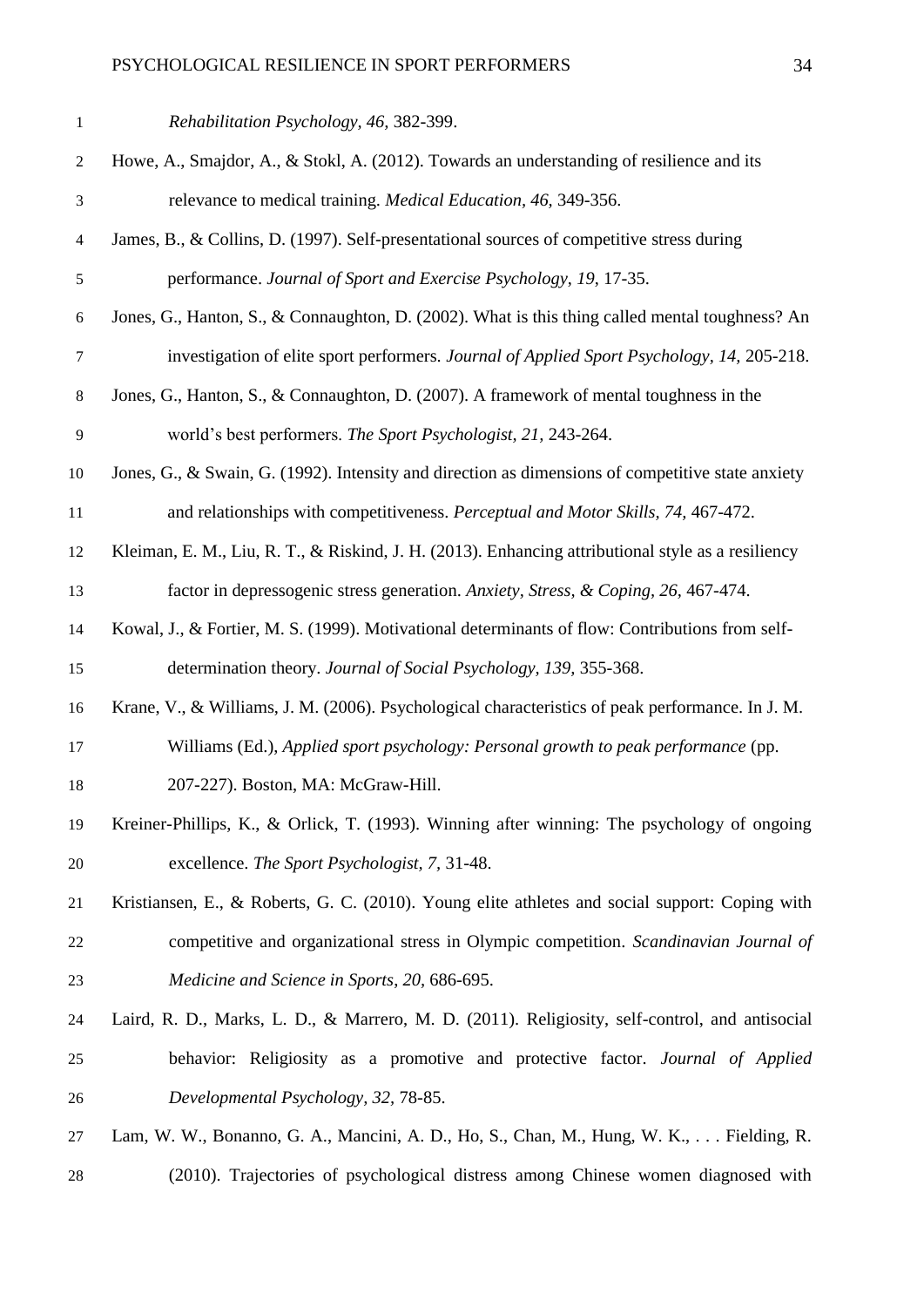*Rehabilitation Psychology, 46,* 382-399.

Howe, A., Smajdor, A., & Stokl, A. (2012). Towards an understanding of resilience and its relevance to medical training. *Medical Education, 46,* 349-356.

James, B., & Collins, D. (1997). Self-presentational sources of competitive stress during performance. *Journal of Sport and Exercise Psychology, 19,* 17-35.

Jones, G., Hanton, S., & Connaughton, D. (2002). What is this thing called mental toughness? An investigation of elite sport performers. *Journal of Applied Sport Psychology, 14,* 205-218.

Jones, G., Hanton, S., & Connaughton, D. (2007). A framework of mental toughness in the world's best performers. *The Sport Psychologist, 21,* 243-264.

Jones, G., & Swain, G. (1992). Intensity and direction as dimensions of competitive state anxiety and relationships with competitiveness. *Perceptual and Motor Skills, 74,* 467-472.

Kleiman, E. M., Liu, R. T., & Riskind, J. H. (2013). Enhancing attributional style as a resiliency factor in depressogenic stress generation. *Anxiety, Stress, & Coping, 26,* 467-474.

Kowal, J., & Fortier, M. S. (1999). Motivational determinants of flow: Contributions from self-determination theory. *Journal of Social Psychology, 139,* 355-368.

Krane, V., & Williams, J. M. (2006). Psychological characteristics of peak performance. In J. M. Williams (Ed.), *Applied sport psychology: Personal growth to peak performance* (pp. 207-227). Boston, MA: McGraw-Hill.

Kreiner-Phillips, K., & Orlick, T. (1993). Winning after winning: The psychology of ongoing excellence. *The Sport Psychologist, 7,* 31-48.

Kristiansen, E., & Roberts, G. C. (2010). Young elite athletes and social support: Coping with competitive and organizational stress in Olympic competition. *Scandinavian Journal of Medicine and Science in Sports, 20,* 686-695.

Laird, R. D., Marks, L. D., & Marrero, M. D. (2011). Religiosity, self-control, and antisocial behavior: Religiosity as a promotive and protective factor. *Journal of Applied Developmental Psychology, 32,* 78-85.

Lam, W. W., Bonanno, G. A., Mancini, A. D., Ho, S., Chan, M., Hung, W. K., . . . Fielding, R. (2010). Trajectories of psychological distress among Chinese women diagnosed with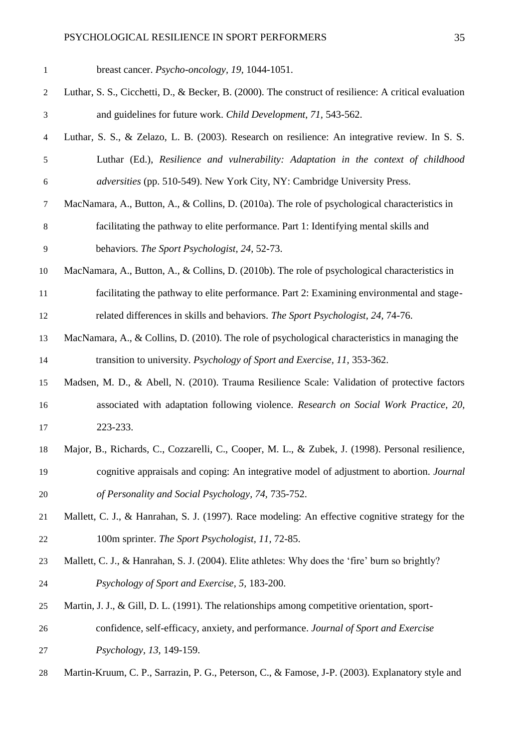breast cancer. *Psycho-oncology, 19,* 1044-1051.

Luthar, S. S., Cicchetti, D., & Becker, B. (2000). The construct of resilience: A critical evaluation and guidelines for future work. *Child Development*, *71*, 543-562.

Luthar, S. S., & Zelazo, L. B. (2003). Research on resilience: An integrative review. In S. S. Luthar (Ed.), *Resilience and vulnerability: Adaptation in the context of childhood adversities* (pp. 510-549). New York City, NY: Cambridge University Press.

MacNamara, A., Button, A., & Collins, D. (2010a). The role of psychological characteristics in facilitating the pathway to elite performance. Part 1: Identifying mental skills and behaviors. *The Sport Psychologist, 24,* 52-73.

MacNamara, A., Button, A., & Collins, D. (2010b). The role of psychological characteristics in facilitating the pathway to elite performance. Part 2: Examining environmental and stage-related differences in skills and behaviors. *The Sport Psychologist, 24,* 74-76.

MacNamara, A., & Collins, D. (2010). The role of psychological characteristics in managing the transition to university. *Psychology of Sport and Exercise, 11*, 353-362.

Madsen, M. D., & Abell, N. (2010). Trauma Resilience Scale: Validation of protective factors associated with adaptation following violence. *Research on Social Work Practice, 20,* 223-233.

Major, B., Richards, C., Cozzarelli, C., Cooper, M. L., & Zubek, J. (1998). Personal resilience, cognitive appraisals and coping: An integrative model of adjustment to abortion. *Journal of Personality and Social Psychology, 74*, 735-752.

Mallett, C. J., & Hanrahan, S. J. (1997). Race modeling: An effective cognitive strategy for the 100m sprinter. *The Sport Psychologist, 11,* 72-85.

Mallett, C. J., & Hanrahan, S. J. (2004). Elite athletes: Why does the 'fire' burn so brightly? *Psychology of Sport and Exercise, 5,* 183-200.

Martin, J. J., & Gill, D. L. (1991). The relationships among competitive orientation, sport-confidence, self-efficacy, anxiety, and performance. *Journal of Sport and Exercise Psychology, 13,* 149-159.

Martin-Kruum, C. P., Sarrazin, P. G., Peterson, C., & Famose, J-P. (2003). Explanatory style and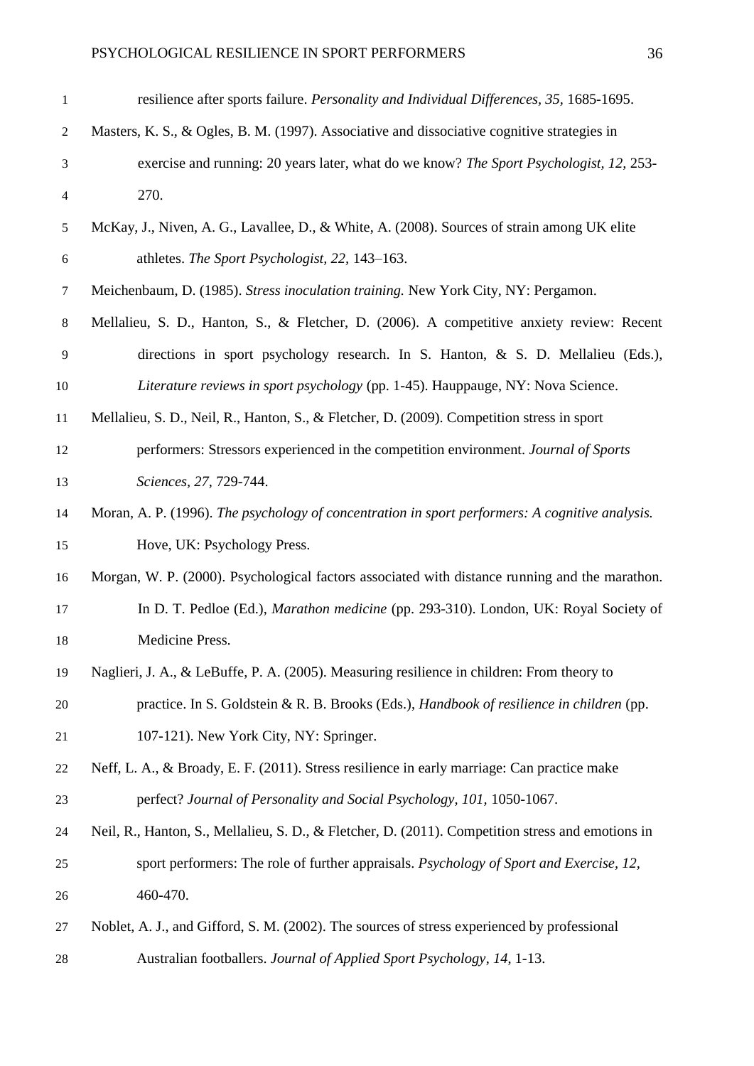resilience after sports failure. *Personality and Individual Differences, 35*, 1685-1695.

Masters, K. S., & Ogles, B. M. (1997). Associative and dissociative cognitive strategies in exercise and running: 20 years later, what do we know? *The Sport Psychologist, 12*, 253-270.

McKay, J., Niven, A. G., Lavallee, D., & White, A. (2008). Sources of strain among UK elite athletes. *The Sport Psychologist, 22*, 143–163.

Meichenbaum, D. (1985). *Stress inoculation training.* New York City, NY: Pergamon.

Mellalieu, S. D., Hanton, S., & Fletcher, D. (2006). A competitive anxiety review: Recent directions in sport psychology research. In S. Hanton, & S. D. Mellalieu (Eds.), *Literature reviews in sport psychology* (pp. 1-45). Hauppauge, NY: Nova Science.

Mellalieu, S. D., Neil, R., Hanton, S., & Fletcher, D. (2009). Competition stress in sport performers: Stressors experienced in the competition environment. *Journal of Sports Sciences, 27*, 729-744.

Moran, A. P. (1996). *The psychology of concentration in sport performers: A cognitive analysis.* Hove, UK: Psychology Press.

Morgan, W. P. (2000). Psychological factors associated with distance running and the marathon. In D. T. Pedloe (Ed.), *Marathon medicine* (pp. 293-310). London, UK: Royal Society of Medicine Press.

Naglieri, J. A., & LeBuffe, P. A. (2005). Measuring resilience in children: From theory to practice. In S. Goldstein & R. B. Brooks (Eds.), *Handbook of resilience in children* (pp. 107-121). New York City, NY: Springer.

Neff, L. A., & Broady, E. F. (2011). Stress resilience in early marriage: Can practice make perfect? *Journal of Personality and Social Psychology, 101*, 1050-1067.

Neil, R., Hanton, S., Mellalieu, S. D., & Fletcher, D. (2011). Competition stress and emotions in sport performers: The role of further appraisals. *Psychology of Sport and Exercise, 12*, 460-470.

Noblet, A. J., and Gifford, S. M. (2002). The sources of stress experienced by professional Australian footballers. *Journal of Applied Sport Psychology, 14*, 1-13.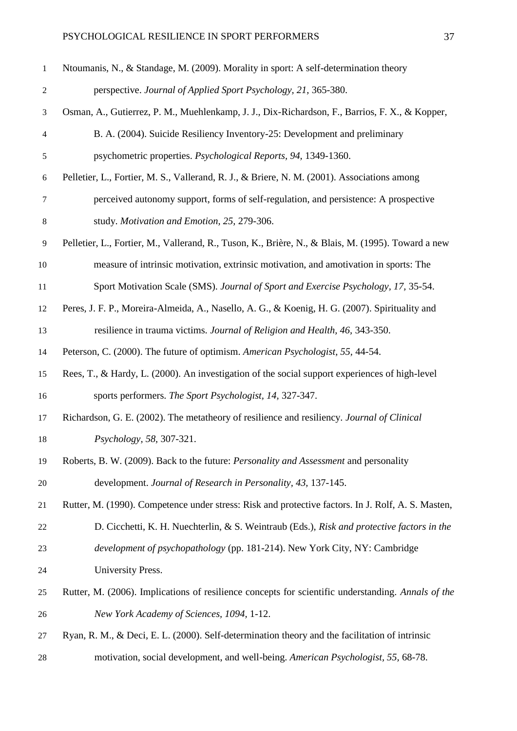Ntoumanis, N., & Standage, M. (2009). Morality in sport: A self-determination theory perspective. *Journal of Applied Sport Psychology, 21,* 365-380.

Osman, A., Gutierrez, P. M., Muehlenkamp, J. J., Dix-Richardson, F., Barrios, F. X., & Kopper, B. A. (2004). Suicide Resiliency Inventory-25: Development and preliminary psychometric properties. *Psychological Reports, 94,* 1349-1360.

Pelletier, L., Fortier, M. S., Vallerand, R. J., & Briere, N. M. (2001). Associations among perceived autonomy support, forms of self-regulation, and persistence: A prospective study. *Motivation and Emotion, 25,* 279-306.

Pelletier, L., Fortier, M., Vallerand, R., Tuson, K., Brière, N., & Blais, M. (1995). Toward a new measure of intrinsic motivation, extrinsic motivation, and amotivation in sports: The Sport Motivation Scale (SMS). *Journal of Sport and Exercise Psychology, 17,* 35-54.

Peres, J. F. P., Moreira-Almeida, A., Nasello, A. G., & Koenig, H. G. (2007). Spirituality and resilience in trauma victims. *Journal of Religion and Health, 46,* 343-350.

Peterson, C. (2000). The future of optimism. *American Psychologist, 55,* 44-54.

Rees, T., & Hardy, L. (2000). An investigation of the social support experiences of high-level sports performers. *The Sport Psychologist, 14,* 327-347.

Richardson, G. E. (2002). The metatheory of resilience and resiliency. *Journal of Clinical Psychology, 58,* 307-321.

Roberts, B. W. (2009). Back to the future: *Personality and Assessment* and personality development. *Journal of Research in Personality, 43,* 137-145.

Rutter, M. (1990). Competence under stress: Risk and protective factors. In J. Rolf, A. S. Masten, D. Cicchetti, K. H. Nuechterlin, & S. Weintraub (Eds.), *Risk and protective factors in the development of psychopathology* (pp. 181-214). New York City, NY: Cambridge University Press.

Rutter, M. (2006). Implications of resilience concepts for scientific understanding. *Annals of the New York Academy of Sciences, 1094,* 1-12.

Ryan, R. M., & Deci, E. L. (2000). Self-determination theory and the facilitation of intrinsic motivation, social development, and well-being. *American Psychologist, 55,* 68-78.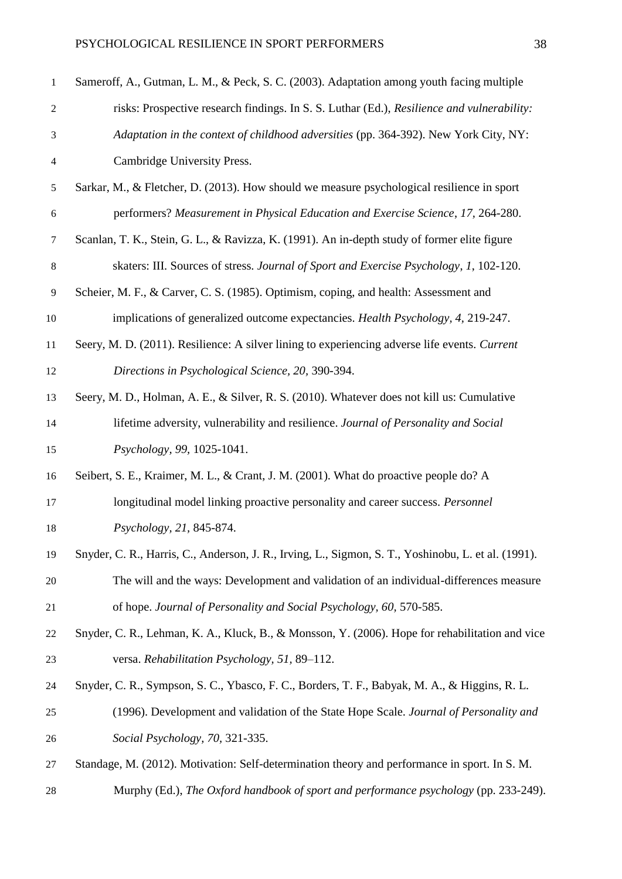Sameroff, A., Gutman, L. M., & Peck, S. C. (2003). Adaptation among youth facing multiple risks: Prospective research findings. In S. S. Luthar (Ed.), *Resilience and vulnerability: Adaptation in the context of childhood adversities* (pp. 364-392). New York City, NY: Cambridge University Press.

Sarkar, M., & Fletcher, D. (2013). How should we measure psychological resilience in sport performers? *Measurement in Physical Education and Exercise Science*, *17*, 264-280.

Scanlan, T. K., Stein, G. L., & Ravizza, K. (1991). An in-depth study of former elite figure skaters: III. Sources of stress. *Journal of Sport and Exercise Psychology*, *1*, 102-120.

Scheier, M. F., & Carver, C. S. (1985). Optimism, coping, and health: Assessment and implications of generalized outcome expectancies. *Health Psychology*, *4*, 219-247.

Seery, M. D. (2011). Resilience: A silver lining to experiencing adverse life events. *Current Directions in Psychological Science*, *20*, 390-394.

Seery, M. D., Holman, A. E., & Silver, R. S. (2010). Whatever does not kill us: Cumulative lifetime adversity, vulnerability and resilience. *Journal of Personality and Social Psychology*, *99*, 1025-1041.

Seibert, S. E., Kraimer, M. L., & Crant, J. M. (2001). What do proactive people do? A longitudinal model linking proactive personality and career success. *Personnel Psychology*, *21*, 845-874.

Snyder, C. R., Harris, C., Anderson, J. R., Irving, L., Sigmon, S. T., Yoshinobu, L. et al. (1991). The will and the ways: Development and validation of an individual-differences measure of hope. *Journal of Personality and Social Psychology*, *60*, 570-585.

Snyder, C. R., Lehman, K. A., Kluck, B., & Monsson, Y. (2006). Hope for rehabilitation and vice versa. *Rehabilitation Psychology*, *51*, 89–112.

Snyder, C. R., Sympson, S. C., Ybasco, F. C., Borders, T. F., Babyak, M. A., & Higgins, R. L. (1996). Development and validation of the State Hope Scale. *Journal of Personality and Social Psychology*, *70*, 321-335.

Standage, M. (2012). Motivation: Self-determination theory and performance in sport. In S. M. Murphy (Ed.), *The Oxford handbook of sport and performance psychology* (pp. 233-249).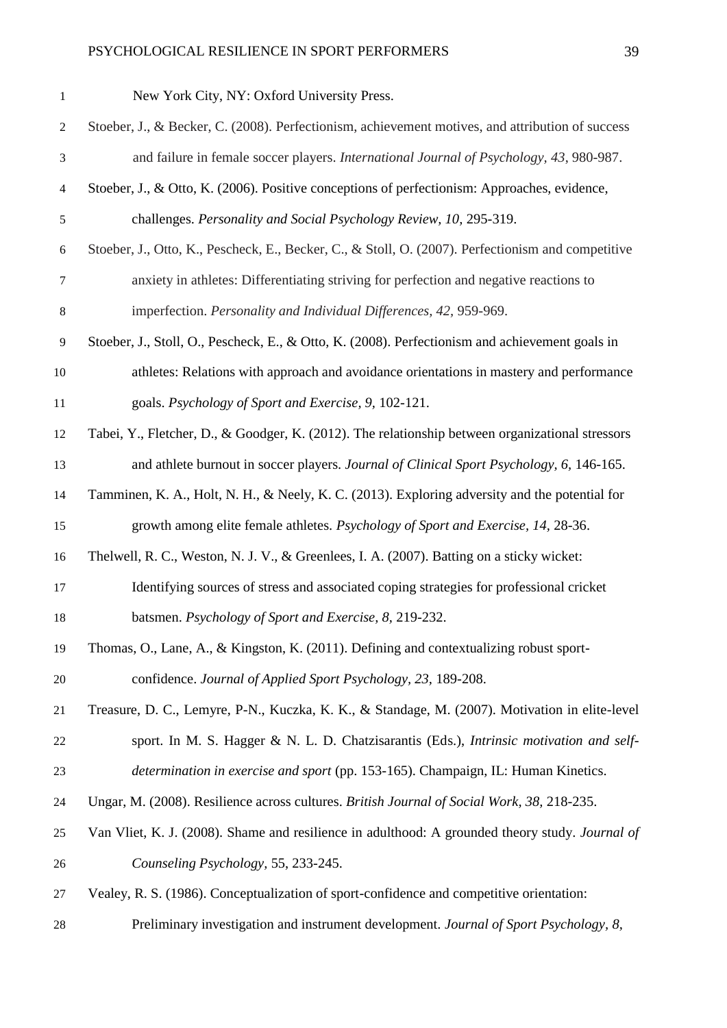New York City, NY: Oxford University Press.

Stoeber, J., & Becker, C. (2008). Perfectionism, achievement motives, and attribution of success and failure in female soccer players. *International Journal of Psychology, 43*, 980-987.

Stoeber, J., & Otto, K. (2006). Positive conceptions of perfectionism: Approaches, evidence, challenges. *Personality and Social Psychology Review, 10*, 295-319.

Stoeber, J., Otto, K., Pescheck, E., Becker, C., & Stoll, O. (2007). Perfectionism and competitive anxiety in athletes: Differentiating striving for perfection and negative reactions to imperfection. *Personality and Individual Differences, 42*, 959-969.

Stoeber, J., Stoll, O., Pescheck, E., & Otto, K. (2008). Perfectionism and achievement goals in athletes: Relations with approach and avoidance orientations in mastery and performance goals. *Psychology of Sport and Exercise, 9*, 102-121.

Tabei, Y., Fletcher, D., & Goodger, K. (2012). The relationship between organizational stressors and athlete burnout in soccer players. *Journal of Clinical Sport Psychology, 6*, 146-165.

Tamminen, K. A., Holt, N. H., & Neely, K. C. (2013). Exploring adversity and the potential for growth among elite female athletes. *Psychology of Sport and Exercise, 14*, 28-36.

Thelwell, R. C., Weston, N. J. V., & Greenlees, I. A. (2007). Batting on a sticky wicket: Identifying sources of stress and associated coping strategies for professional cricket batsmen. *Psychology of Sport and Exercise, 8*, 219-232.

Thomas, O., Lane, A., & Kingston, K. (2011). Defining and contextualizing robust sport-confidence. *Journal of Applied Sport Psychology, 23*, 189-208.

Treasure, D. C., Lemyre, P-N., Kuczka, K. K., & Standage, M. (2007). Motivation in elite-level sport. In M. S. Hagger & N. L. D. Chatzisarantis (Eds.), *Intrinsic motivation and self-determination in exercise and sport* (pp. 153-165). Champaign, IL: Human Kinetics.

Ungar, M. (2008). Resilience across cultures. *British Journal of Social Work, 38*, 218-235.

Van Vliet, K. J. (2008). Shame and resilience in adulthood: A grounded theory study. *Journal of Counseling Psychology,* 55, 233-245.

Vealey, R. S. (1986). Conceptualization of sport-confidence and competitive orientation: Preliminary investigation and instrument development. *Journal of Sport Psychology, 8*,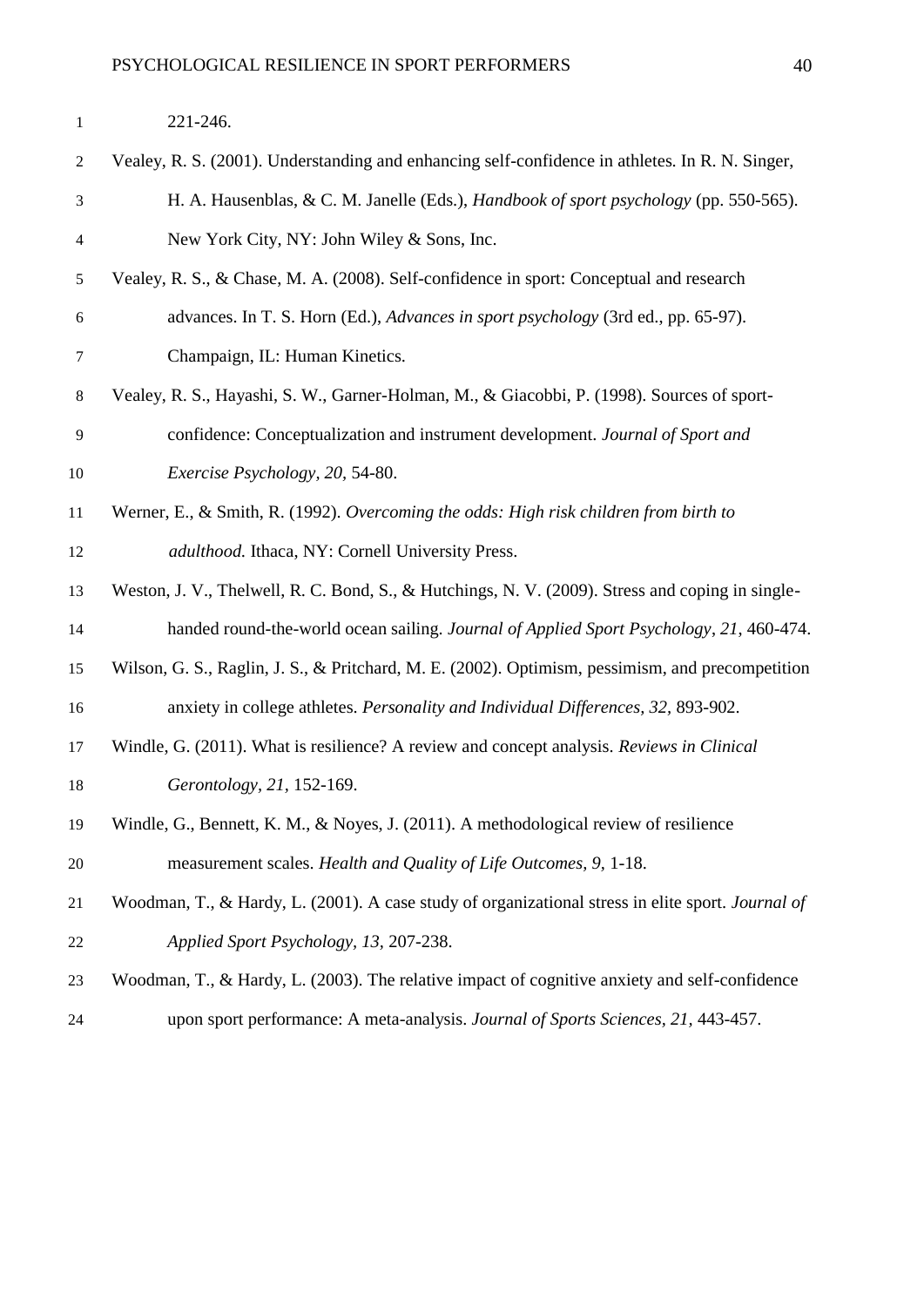221-246.

Vealey, R. S. (2001). Understanding and enhancing self-confidence in athletes. In R. N. Singer, H. A. Hausenblas, & C. M. Janelle (Eds.), *Handbook of sport psychology* (pp. 550-565). New York City, NY: John Wiley & Sons, Inc.

Vealey, R. S., & Chase, M. A. (2008). Self-confidence in sport: Conceptual and research advances. In T. S. Horn (Ed.), *Advances in sport psychology* (3rd ed., pp. 65-97). Champaign, IL: Human Kinetics.

Vealey, R. S., Hayashi, S. W., Garner-Holman, M., & Giacobbi, P. (1998). Sources of sport-confidence: Conceptualization and instrument development. *Journal of Sport and Exercise Psychology*, *20*, 54-80.

Werner, E., & Smith, R. (1992). *Overcoming the odds: High risk children from birth to adulthood.* Ithaca, NY: Cornell University Press.

Weston, J. V., Thelwell, R. C. Bond, S., & Hutchings, N. V. (2009). Stress and coping in single-handed round-the-world ocean sailing. *Journal of Applied Sport Psychology*, *21*, 460-474.

Wilson, G. S., Raglin, J. S., & Pritchard, M. E. (2002). Optimism, pessimism, and precompetition anxiety in college athletes. *Personality and Individual Differences*, *32*, 893-902.

Windle, G. (2011). What is resilience? A review and concept analysis. *Reviews in Clinical Gerontology*, *21*, 152-169.

Windle, G., Bennett, K. M., & Noyes, J. (2011). A methodological review of resilience measurement scales. *Health and Quality of Life Outcomes*, *9*, 1-18.

Woodman, T., & Hardy, L. (2001). A case study of organizational stress in elite sport. *Journal of Applied Sport Psychology*, *13*, 207-238.

Woodman, T., & Hardy, L. (2003). The relative impact of cognitive anxiety and self-confidence upon sport performance: A meta-analysis. *Journal of Sports Sciences*, *21*, 443-457.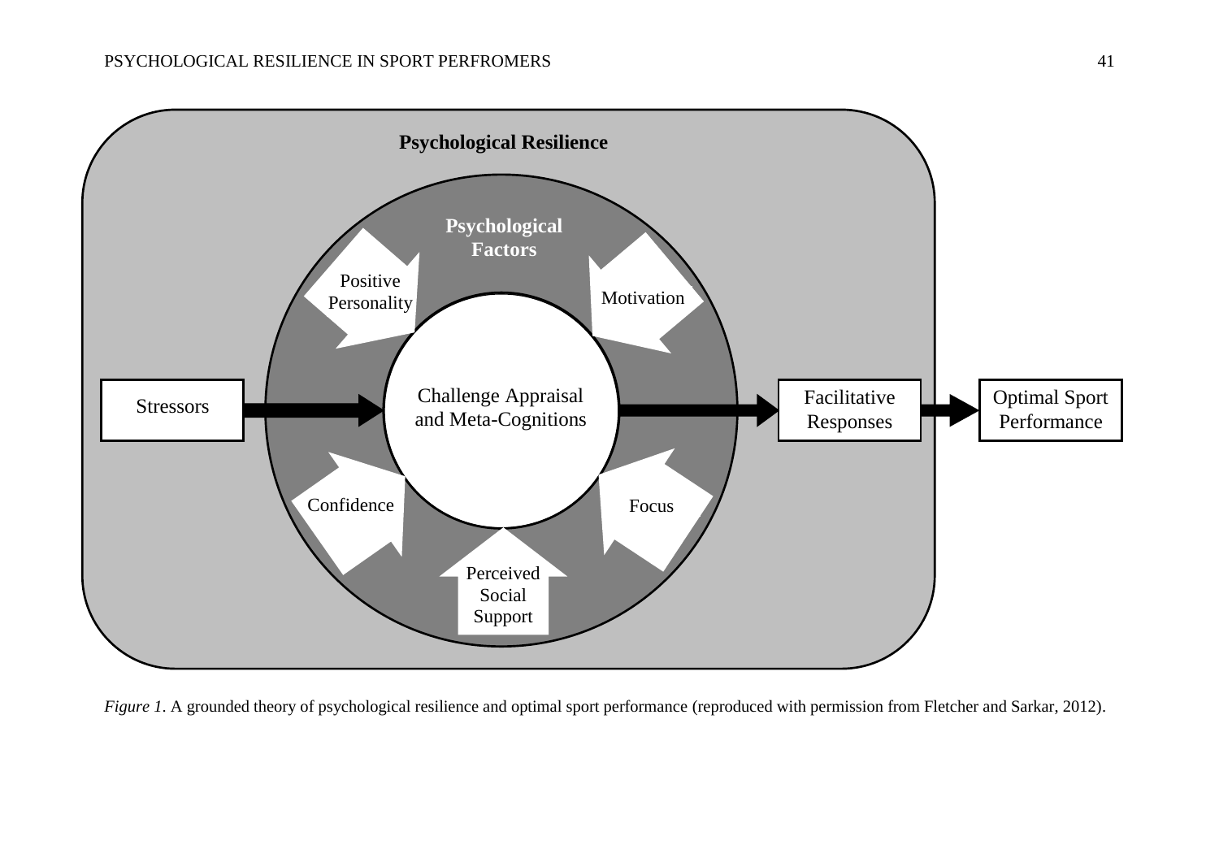Psychological Resilience

Psychological Factors

Positive Personality

Motivation

Stressors

Challenge Appraisal and Meta-Cognitions

Facilitative Responses

Optimal Sport Performance

Confidence

Focus

Perceived Social Support

*Figure 1*. A grounded theory of psychological resilience and optimal sport performance (reproduced with permission from Fletcher and Sarkar, 2012).